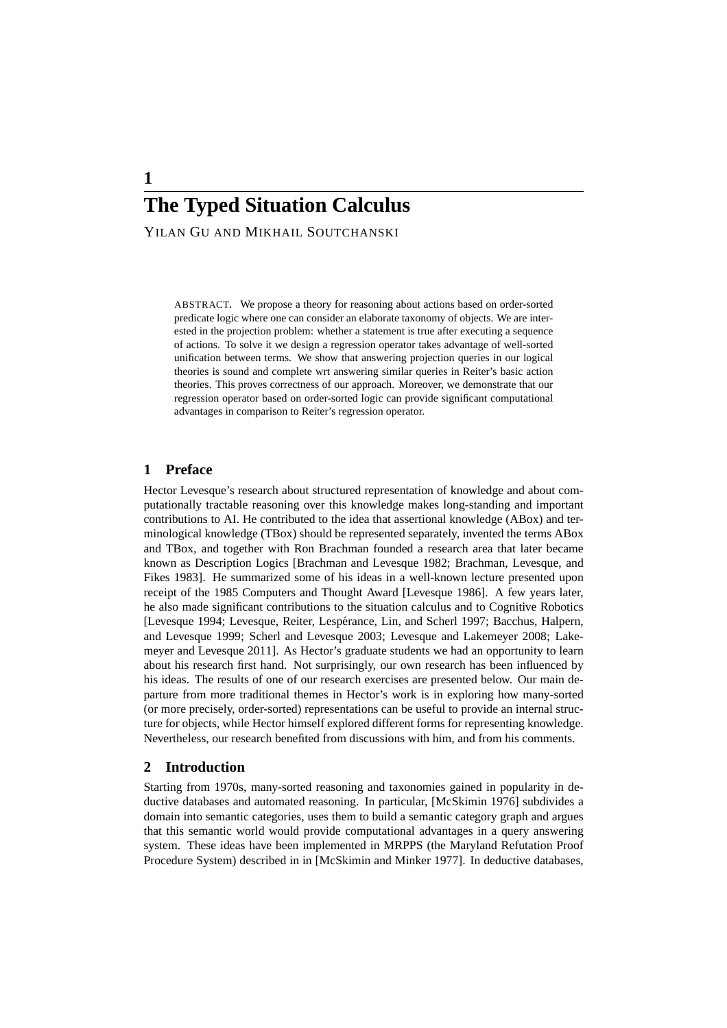# 1

# The Typed Situation Calculus

YILAN GU AND MIKHAIL SOUTCHANSKI

ABSTRACT. We propose a theory for reasoning about actions based on order-sorted predicate logic where one can consider an elaborate taxonomy of objects. We are interested in the projection problem: whether a statement is true after executing a sequence of actions. To solve it we design a regression operator takes advantage of well-sorted unification between terms. We show that answering projection queries in our logical theories is sound and complete wrt answering similar queries in Reiter's basic action theories. This proves correctness of our approach. Moreover, we demonstrate that our regression operator based on order-sorted logic can provide significant computational advantages in comparison to Reiter's regression operator.

## 1 Preface

Hector Levesque's research about structured representation of knowledge and about computationally tractable reasoning over this knowledge makes long-standing and important contributions to AI. He contributed to the idea that assertional knowledge (ABox) and terminological knowledge (TBox) should be represented separately, invented the terms ABox and TBox, and together with Ron Brachman founded a research area that later became known as Description Logics [Brachman and Levesque 1982; Brachman, Levesque, and Fikes 1983]. He summarized some of his ideas in a well-known lecture presented upon receipt of the 1985 Computers and Thought Award [Levesque 1986]. A few years later, he also made significant contributions to the situation calculus and to Cognitive Robotics [Levesque 1994; Levesque, Reiter, Lespérance, Lin, and Scherl 1997; Bacchus, Halpern, and Levesque 1999; Scherl and Levesque 2003; Levesque and Lakemeyer 2008; Lakemeyer and Levesque 2011]. As Hector's graduate students we had an opportunity to learn about his research first hand. Not surprisingly, our own research has been influenced by his ideas. The results of one of our research exercises are presented below. Our main departure from more traditional themes in Hector's work is in exploring how many-sorted (or more precisely, order-sorted) representations can be useful to provide an internal structure for objects, while Hector himself explored different forms for representing knowledge. Nevertheless, our research benefited from discussions with him, and from his comments.

## 2 Introduction

Starting from 1970s, many-sorted reasoning and taxonomies gained in popularity in deductive databases and automated reasoning. In particular, [McSkimin 1976] subdivides a domain into semantic categories, uses them to build a semantic category graph and argues that this semantic world would provide computational advantages in a query answering system. These ideas have been implemented in MRPPS (the Maryland Refutation Proof Procedure System) described in in [McSkimin and Minker 1977]. In deductive databases,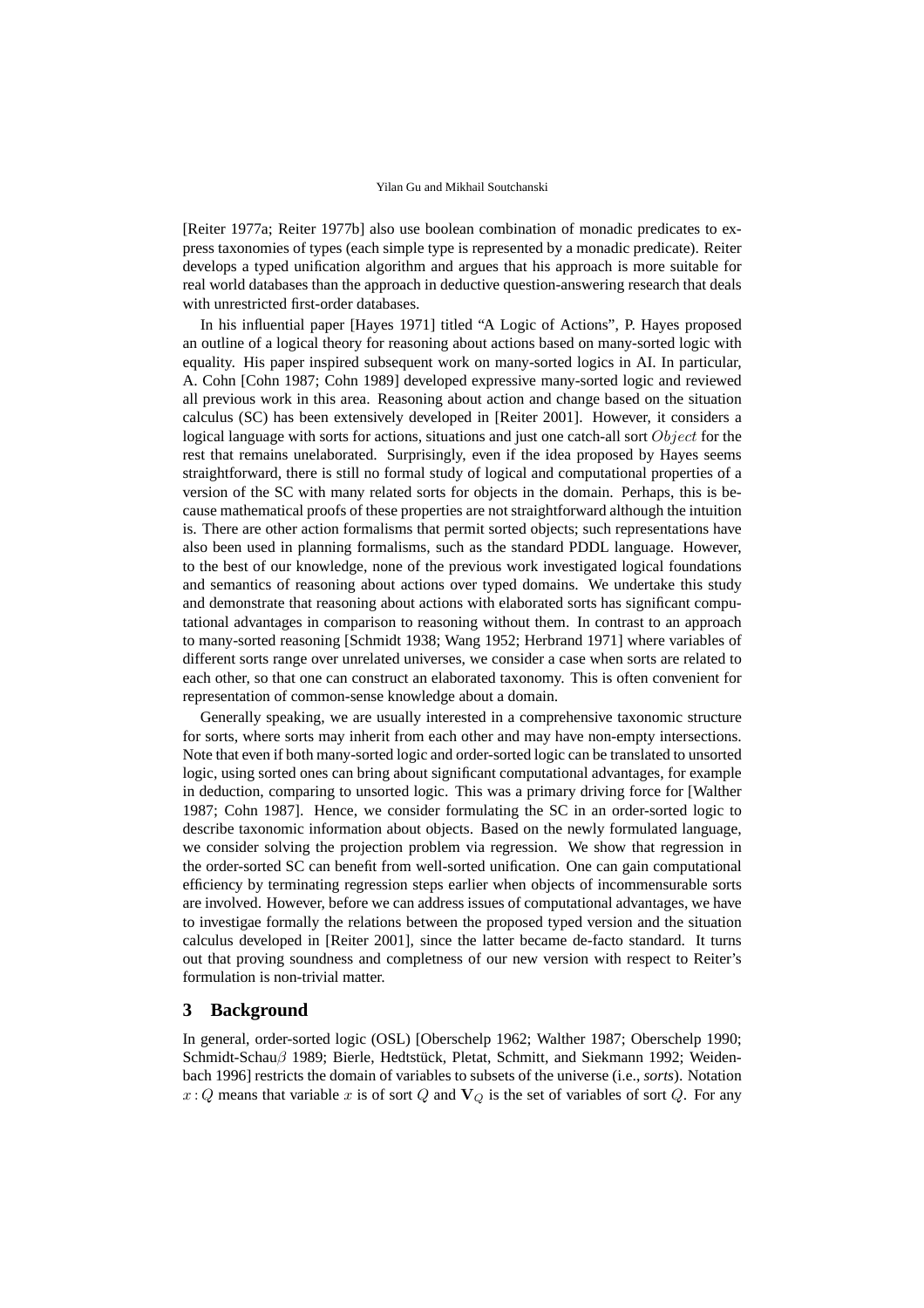[Reiter 1977a; Reiter 1977b] also use boolean combination of monadic predicates to express taxonomies of types (each simple type is represented by a monadic predicate). Reiter develops a typed unification algorithm and argues that his approach is more suitable for real world databases than the approach in deductive question-answering research that deals with unrestricted first-order databases.

In his influential paper [Hayes 1971] titled "A Logic of Actions", P. Hayes proposed an outline of a logical theory for reasoning about actions based on many-sorted logic with equality. His paper inspired subsequent work on many-sorted logics in AI. In particular, A. Cohn [Cohn 1987; Cohn 1989] developed expressive many-sorted logic and reviewed all previous work in this area. Reasoning about action and change based on the situation calculus (SC) has been extensively developed in [Reiter 2001]. However, it considers a logical language with sorts for actions, situations and just one catch-all sort $Object$ for the rest that remains unelaborated. Surprisingly, even if the idea proposed by Hayes seems straightforward, there is still no formal study of logical and computational properties of a version of the SC with many related sorts for objects in the domain. Perhaps, this is because mathematical proofs of these properties are not straightforward although the intuition is. There are other action formalisms that permit sorted objects; such representations have also been used in planning formalisms, such as the standard PDDL language. However, to the best of our knowledge, none of the previous work investigated logical foundations and semantics of reasoning about actions over typed domains. We undertake this study and demonstrate that reasoning about actions with elaborated sorts has significant computational advantages in comparison to reasoning without them. In contrast to an approach to many-sorted reasoning [Schmidt 1938; Wang 1952; Herbrand 1971] where variables of different sorts range over unrelated universes, we consider a case when sorts are related to each other, so that one can construct an elaborated taxonomy. This is often convenient for representation of common-sense knowledge about a domain.

Generally speaking, we are usually interested in a comprehensive taxonomic structure for sorts, where sorts may inherit from each other and may have non-empty intersections. Note that even if both many-sorted logic and order-sorted logic can be translated to unsorted logic, using sorted ones can bring about significant computational advantages, for example in deduction, comparing to unsorted logic. This was a primary driving force for [Walther 1987; Cohn 1987]. Hence, we consider formulating the SC in an order-sorted logic to describe taxonomic information about objects. Based on the newly formulated language, we consider solving the projection problem via regression. We show that regression in the order-sorted SC can benefit from well-sorted unification. One can gain computational efficiency by terminating regression steps earlier when objects of incommensurable sorts are involved. However, before we can address issues of computational advantages, we have to investigae formally the relations between the proposed typed version and the situation calculus developed in [Reiter 2001], since the latter became de-facto standard. It turns out that proving soundness and completness of our new version with respect to Reiter's formulation is non-trivial matter.

## 3 Background

In general, order-sorted logic (OSL) [Oberschelp 1962; Walther 1987; Oberschelp 1990; Schmidt-Schau$\beta$ 1989; Bierle, Hedtstück, Pletat, Schmitt, and Siekmann 1992; Weidenbach 1996] restricts the domain of variables to subsets of the universe (i.e., *sorts*). Notation $x:Q$ means that variable $x$ is of sort $Q$ and $\mathbf{V}_Q$ is the set of variables of sort $Q$. For any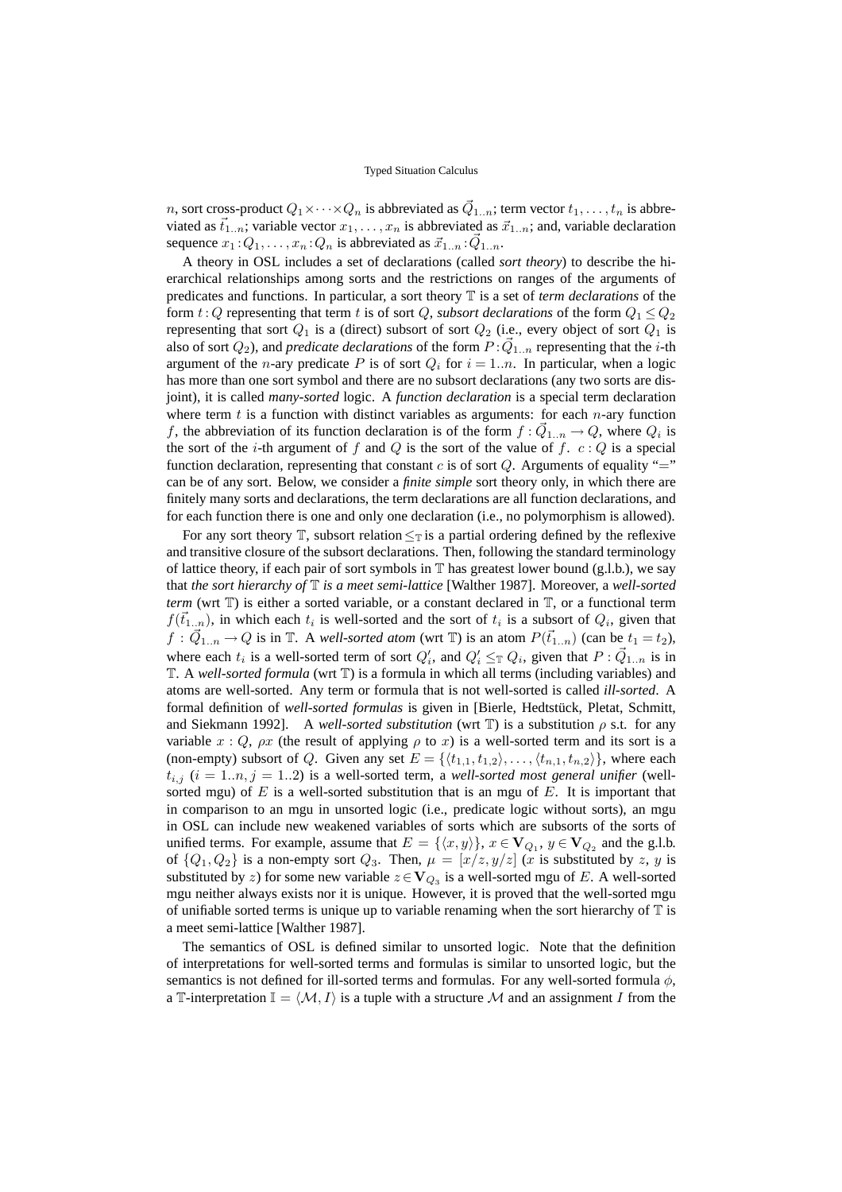$n$, sort cross-product $Q_1 \times \cdots \times Q_n$ is abbreviated as $\vec{Q}_{1..n}$; term vector $t_1, \ldots, t_n$ is abbreviated as $\vec{t}_{1..n}$; variable vector $x_1, \ldots, x_n$ is abbreviated as $\vec{x}_{1..n}$; and, variable declaration sequence $x_1 : Q_1, \ldots, x_n : Q_n$ is abbreviated as $\vec{x}_{1..n} : \vec{Q}_{1..n}$.

A theory in OSL includes a set of declarations (called *sort theory*) to describe the hierarchical relationships among sorts and the restrictions on ranges of the arguments of predicates and functions. In particular, a sort theory $\mathbb{T}$ is a set of *term declarations* of the form $t : Q$ representing that term $t$ is of sort $Q$, *subsort declarations* of the form $Q_1 \leq Q_2$ representing that sort $Q_1$ is a (direct) subsort of sort $Q_2$ (i.e., every object of sort $Q_1$ is also of sort $Q_2$), and *predicate declarations* of the form $P : \vec{Q}_{1..n}$ representing that the $i$-th argument of the $n$-ary predicate $P$ is of sort $Q_i$ for $i = 1..n$. In particular, when a logic has more than one sort symbol and there are no subsort declarations (any two sorts are disjoint), it is called *many-sorted* logic. A *function declaration* is a special term declaration where term $t$ is a function with distinct variables as arguments: for each $n$-ary function $f$, the abbreviation of its function declaration is of the form $f : \vec{Q}_{1..n} \rightarrow Q$, where $Q_i$ is the sort of the $i$-th argument of $f$ and $Q$ is the sort of the value of $f$. $c : Q$ is a special function declaration, representing that constant $c$ is of sort $Q$. Arguments of equality "$=$" can be of any sort. Below, we consider a *finite simple* sort theory only, in which there are finitely many sorts and declarations, the term declarations are all function declarations, and for each function there is one and only one declaration (i.e., no polymorphism is allowed).

For any sort theory $\mathbb{T}$, subsort relation $\leq_{\mathbb{T}}$ is a partial ordering defined by the reflexive and transitive closure of the subsort declarations. Then, following the standard terminology of lattice theory, if each pair of sort symbols in $\mathbb{T}$ has greatest lower bound (g.l.b.), we say that *the sort hierarchy of* $\mathbb{T}$ *is a meet semi-lattice* [Walther 1987]. Moreover, a *well-sorted term* (wrt $\mathbb{T}$) is either a sorted variable, or a constant declared in $\mathbb{T}$, or a functional term $f(\vec{t}_{1..n})$, in which each $t_i$ is well-sorted and the sort of $t_i$ is a subsort of $Q_i$, given that $f : \vec{Q}_{1..n} \rightarrow Q$ is in $\mathbb{T}$. A *well-sorted atom* (wrt $\mathbb{T}$) is an atom $P(\vec{t}_{1..n})$ (can be $t_1 = t_2$), where each $t_i$ is a well-sorted term of sort $Q'_i$, and $Q'_i \leq_{\mathbb{T}} Q_i$, given that $P : \vec{Q}_{1..n}$ is in $\mathbb{T}$. A *well-sorted formula* (wrt $\mathbb{T}$) is a formula in which all terms (including variables) and atoms are well-sorted. Any term or formula that is not well-sorted is called *ill-sorted*. A formal definition of *well-sorted formulas* is given in [Bierle, Hedtstück, Pletat, Schmitt, and Siekmann 1992]. A *well-sorted substitution* (wrt $\mathbb{T}$) is a substitution $\rho$ s.t. for any variable $x : Q$, $\rho x$ (the result of applying $\rho$ to $x$) is a well-sorted term and its sort is a (non-empty) subsort of $Q$. Given any set $E = \{\langle t_{1,1}, t_{1,2}\rangle, \ldots, \langle t_{n,1}, t_{n,2}\rangle\}$, where each $t_{i,j}$ ($i = 1..n, j = 1..2$) is a well-sorted term, a *well-sorted most general unifier* (well-sorted mgu) of $E$ is a well-sorted substitution that is an mgu of $E$. It is important that in comparison to an mgu in unsorted logic (i.e., predicate logic without sorts), an mgu in OSL can include new weakened variables of sorts which are subsorts of the sorts of unified terms. For example, assume that $E = \{\langle x, y\rangle\}$, $x \in \mathbf{V}_{Q_1}$, $y \in \mathbf{V}_{Q_2}$ and the g.l.b. of $\{Q_1, Q_2\}$ is a non-empty sort $Q_3$. Then, $\mu = [x/z, y/z]$ ($x$ is substituted by $z$, $y$ is substituted by $z$) for some new variable $z \in \mathbf{V}_{Q_3}$ is a well-sorted mgu of $E$. A well-sorted mgu neither always exists nor it is unique. However, it is proved that the well-sorted mgu of unifiable sorted terms is unique up to variable renaming when the sort hierarchy of $\mathbb{T}$ is a meet semi-lattice [Walther 1987].

The semantics of OSL is defined similar to unsorted logic. Note that the definition of interpretations for well-sorted terms and formulas is similar to unsorted logic, but the semantics is not defined for ill-sorted terms and formulas. For any well-sorted formula $\phi$, a $\mathbb{T}$-interpretation $\mathbb{I} = \langle \mathcal{M}, I\rangle$ is a tuple with a structure $\mathcal{M}$ and an assignment $I$ from the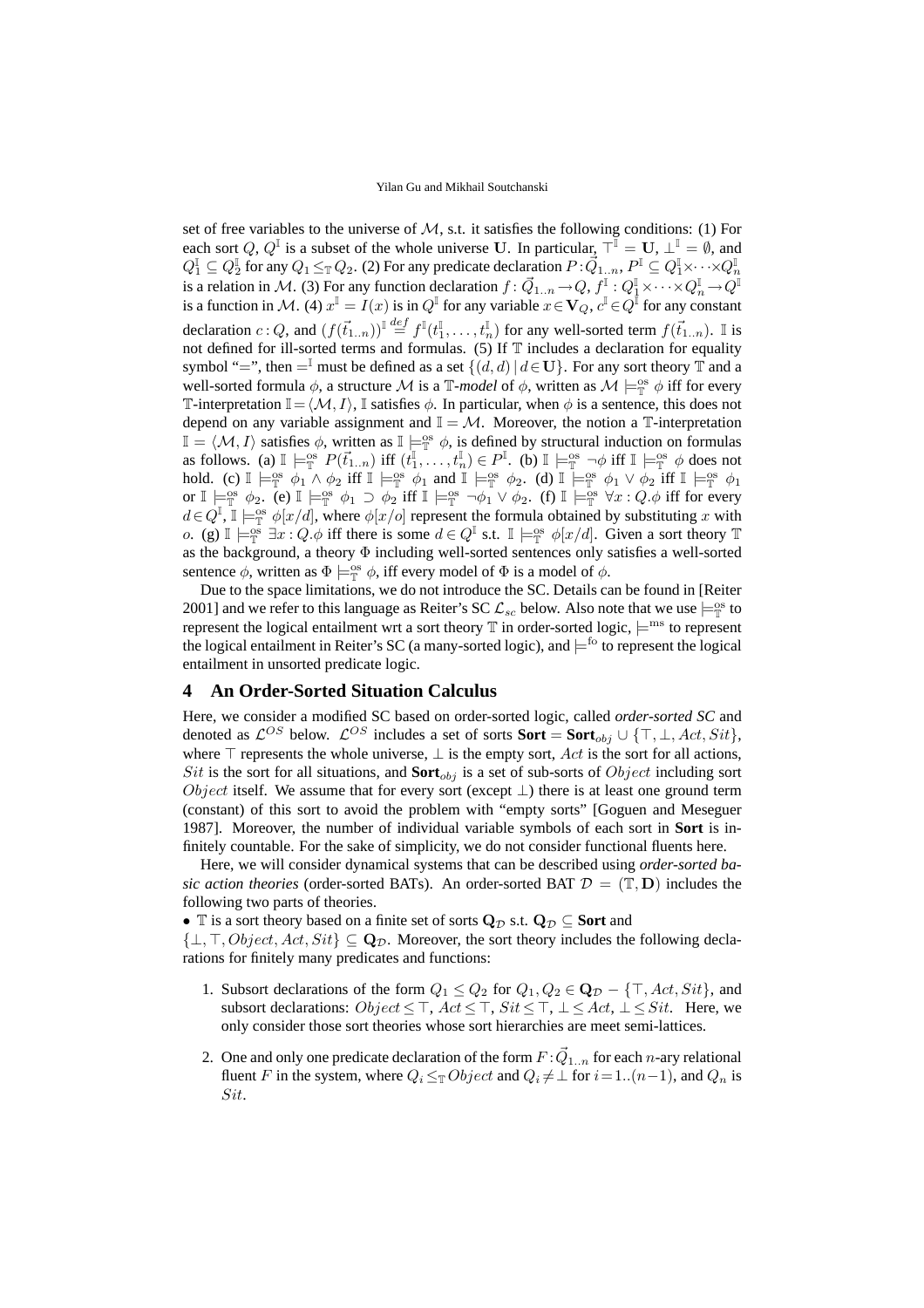set of free variables to the universe of $\mathcal{M}$, s.t. it satisfies the following conditions: (1) For each sort $Q$, $Q^{\mathbb{I}}$ is a subset of the whole universe $\mathbf{U}$. In particular, $\top^{\mathbb{I}} = \mathbf{U}$, $\bot^{\mathbb{I}} = \emptyset$, and $Q_1^{\mathbb{I}} \subseteq Q_2^{\mathbb{I}}$ for any $Q_1 \leq_{\mathbb{T}} Q_2$. (2) For any predicate declaration $P : \vec{Q}_{1..n}$, $P^{\mathbb{I}} \subseteq Q_1^{\mathbb{I}} \times \cdots \times Q_n^{\mathbb{I}}$ is a relation in $\mathcal{M}$. (3) For any function declaration $f : \vec{Q}_{1..n} \rightarrow Q$, $f^{\mathbb{I}} : Q_1^{\mathbb{I}} \times \cdots \times Q_n^{\mathbb{I}} \rightarrow Q^{\mathbb{I}}$ is a function in $\mathcal{M}$. (4) $x^{\mathbb{I}} = I(x)$ is in $Q^{\mathbb{I}}$ for any variable $x \in \mathbf{V}_Q$, $c^{\mathbb{I}} \in Q^{\mathbb{I}}$ for any constant declaration $c : Q$, and $(f(\vec{t}_{1..n}))^{\mathbb{I}} \stackrel{def}{=} f^{\mathbb{I}}(t_1^{\mathbb{I}}, \ldots, t_n^{\mathbb{I}})$ for any well-sorted term $f(\vec{t}_{1..n})$. $\mathbb{I}$ is not defined for ill-sorted terms and formulas. (5) If $\mathbb{T}$ includes a declaration for equality symbol "$=$", then $=^{\mathbb{I}}$ must be defined as a set $\{(d,d) \mid d \in \mathbf{U}\}$. For any sort theory $\mathbb{T}$ and a well-sorted formula $\phi$, a structure $\mathcal{M}$ is a $\mathbb{T}$-*model* of $\phi$, written as $\mathcal{M} \models^{\text{os}}_{\mathbb{T}} \phi$ iff for every $\mathbb{T}$-interpretation $\mathbb{I} = \langle \mathcal{M}, I \rangle$, $\mathbb{I}$ satisfies $\phi$. In particular, when $\phi$ is a sentence, this does not depend on any variable assignment and $\mathbb{I} = \mathcal{M}$. Moreover, the notion a $\mathbb{T}$-interpretation $\mathbb{I} = \langle \mathcal{M}, I \rangle$ satisfies $\phi$, written as $\mathbb{I} \models^{\text{os}}_{\mathbb{T}} \phi$, is defined by structural induction on formulas as follows. (a) $\mathbb{I} \models^{\text{os}}_{\mathbb{T}} P(\vec{t}_{1..n})$ iff $(t_1^{\mathbb{I}}, \ldots, t_n^{\mathbb{I}}) \in P^{\mathbb{I}}$. (b) $\mathbb{I} \models^{\text{os}}_{\mathbb{T}} \neg\phi$ iff $\mathbb{I} \models^{\text{os}}_{\mathbb{T}} \phi$ does not hold. (c) $\mathbb{I} \models^{\text{os}}_{\mathbb{T}} \phi_1 \wedge \phi_2$ iff $\mathbb{I} \models^{\text{os}}_{\mathbb{T}} \phi_1$ and $\mathbb{I} \models^{\text{os}}_{\mathbb{T}} \phi_2$. (d) $\mathbb{I} \models^{\text{os}}_{\mathbb{T}} \phi_1 \vee \phi_2$ iff $\mathbb{I} \models^{\text{os}}_{\mathbb{T}} \phi_1$ or $\mathbb{I} \models^{\text{os}}_{\mathbb{T}} \phi_2$. (e) $\mathbb{I} \models^{\text{os}}_{\mathbb{T}} \phi_1 \supset \phi_2$ iff $\mathbb{I} \models^{\text{os}}_{\mathbb{T}} \neg\phi_1 \vee \phi_2$. (f) $\mathbb{I} \models^{\text{os}}_{\mathbb{T}} \forall x : Q.\phi$ iff for every $d \in Q^{\mathbb{I}}$, $\mathbb{I} \models^{\text{os}}_{\mathbb{T}} \phi[x/d]$, where $\phi[x/o]$ represent the formula obtained by substituting $x$ with $o$. (g) $\mathbb{I} \models^{\text{os}}_{\mathbb{T}} \exists x : Q.\phi$ iff there is some $d \in Q^{\mathbb{I}}$ s.t. $\mathbb{I} \models^{\text{os}}_{\mathbb{T}} \phi[x/d]$. Given a sort theory $\mathbb{T}$ as the background, a theory $\Phi$ including well-sorted sentences only satisfies a well-sorted sentence $\phi$, written as $\Phi \models^{\text{os}}_{\mathbb{T}} \phi$, iff every model of $\Phi$ is a model of $\phi$.

Due to the space limitations, we do not introduce the SC. Details can be found in [Reiter 2001] and we refer to this language as Reiter's SC $\mathcal{L}_{sc}$ below. Also note that we use $\models^{\text{os}}_{\mathbb{T}}$ to represent the logical entailment wrt a sort theory $\mathbb{T}$ in order-sorted logic, $\models^{\text{ms}}$ to represent the logical entailment in Reiter's SC (a many-sorted logic), and $\models^{\text{fo}}$ to represent the logical entailment in unsorted predicate logic.

## 4 An Order-Sorted Situation Calculus

Here, we consider a modified SC based on order-sorted logic, called *order-sorted SC* and denoted as $\mathcal{L}^{OS}$ below. $\mathcal{L}^{OS}$ includes a set of sorts $\mathbf{Sort} = \mathbf{Sort}_{obj} \cup \{\top, \bot, Act, Sit\}$, where $\top$ represents the whole universe, $\bot$ is the empty sort, $Act$ is the sort for all actions, $Sit$ is the sort for all situations, and $\mathbf{Sort}_{obj}$ is a set of sub-sorts of $Object$ including sort $Object$ itself. We assume that for every sort (except $\bot$) there is at least one ground term (constant) of this sort to avoid the problem with "empty sorts" [Goguen and Meseguer 1987]. Moreover, the number of individual variable symbols of each sort in $\mathbf{Sort}$ is infinitely countable. For the sake of simplicity, we do not consider functional fluents here.

Here, we will consider dynamical systems that can be described using *order-sorted basic action theories* (order-sorted BATs). An order-sorted BAT $\mathcal{D} = (\mathbb{T}, \mathbf{D})$ includes the following two parts of theories.

- $\mathbb{T}$ is a sort theory based on a finite set of sorts $\mathbf{Q}_{\mathcal{D}}$ s.t. $\mathbf{Q}_{\mathcal{D}} \subseteq \mathbf{Sort}$ and $\{\bot, \top, Object, Act, Sit\} \subseteq \mathbf{Q}_{\mathcal{D}}$. Moreover, the sort theory includes the following declarations for finitely many predicates and functions:

  1. Subsort declarations of the form $Q_1 \leq Q_2$ for $Q_1, Q_2 \in \mathbf{Q}_{\mathcal{D}} - \{\top, Act, Sit\}$, and subsort declarations: $Object \leq \top$, $Act \leq \top$, $Sit \leq \top$, $\bot \leq Act$, $\bot \leq Sit$. Here, we only consider those sort theories whose sort hierarchies are meet semi-lattices.
  2. One and only one predicate declaration of the form $F : \vec{Q}_{1..n}$ for each $n$-ary relational fluent $F$ in the system, where $Q_i \leq_{\mathbb{T}} Object$ and $Q_i \neq \bot$ for $i = 1..(n-1)$, and $Q_n$ is $Sit$.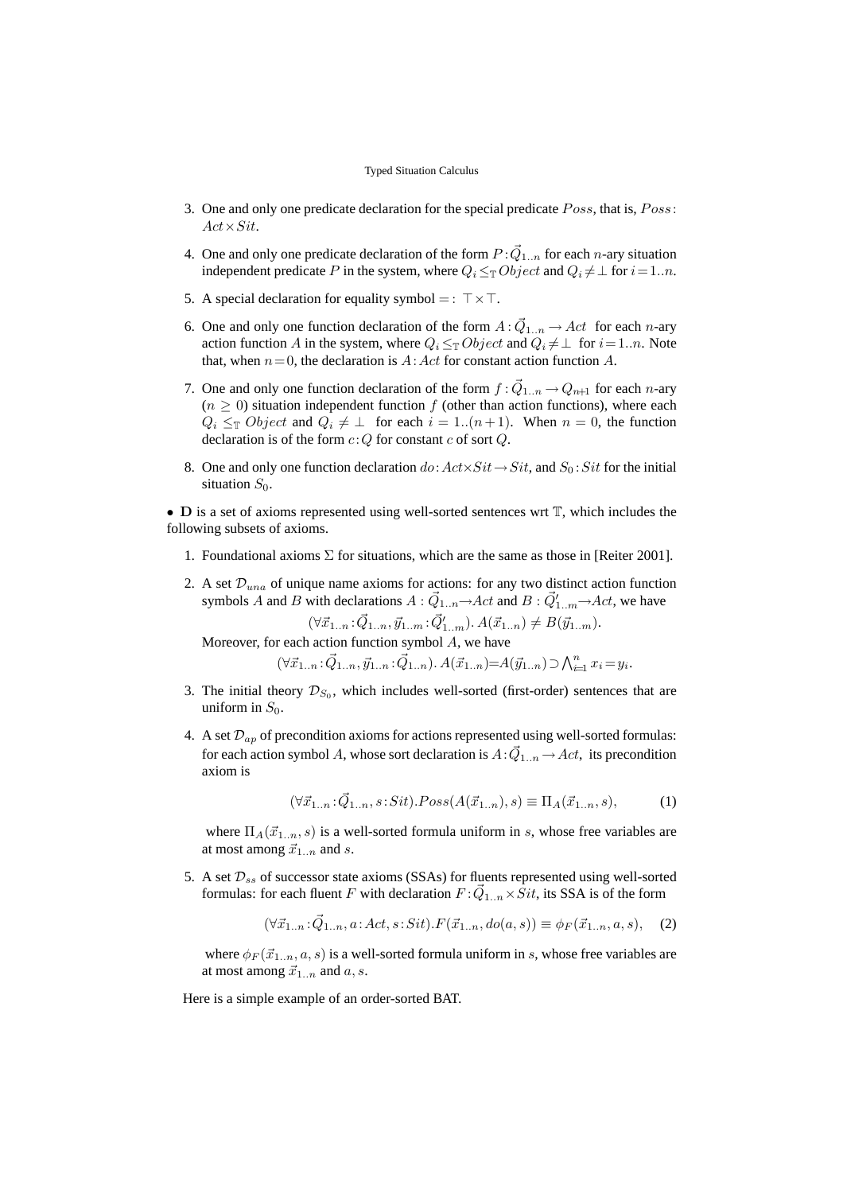3. One and only one predicate declaration for the special predicate $Poss$, that is, $Poss: Act \times Sit$.

4. One and only one predicate declaration of the form $P : \vec{Q}_{1..n}$ for each $n$-ary situation independent predicate $P$ in the system, where $Q_i \leq_{\mathbb{T}} Object$ and $Q_i \neq \bot$ for $i = 1..n$.

5. A special declaration for equality symbol $= : \top \times \top$.

6. One and only one function declaration of the form $A : \vec{Q}_{1..n} \rightarrow Act$ for each $n$-ary action function $A$ in the system, where $Q_i \leq_{\mathbb{T}} Object$ and $Q_i \neq \bot$ for $i = 1..n$. Note that, when $n = 0$, the declaration is $A : Act$ for constant action function $A$.

7. One and only one function declaration of the form $f : \vec{Q}_{1..n} \rightarrow Q_{n+1}$ for each $n$-ary ($n \geq 0$) situation independent function $f$ (other than action functions), where each $Q_i \leq_{\mathbb{T}} Object$ and $Q_i \neq \bot$ for each $i = 1..(n+1)$. When $n = 0$, the function declaration is of the form $c : Q$ for constant $c$ of sort $Q$.

8. One and only one function declaration $do : Act \times Sit \rightarrow Sit$, and $S_0 : Sit$ for the initial situation $S_0$.

• $\mathbf{D}$ is a set of axioms represented using well-sorted sentences wrt $\mathbb{T}$, which includes the following subsets of axioms.

1. Foundational axioms $\Sigma$ for situations, which are the same as those in [Reiter 2001].

2. A set $\mathcal{D}_{una}$ of unique name axioms for actions: for any two distinct action function symbols $A$ and $B$ with declarations $A : \vec{Q}_{1..n} \rightarrow Act$ and $B : \vec{Q}'_{1..m} \rightarrow Act$, we have
$$(\forall \vec{x}_{1..n} : \vec{Q}_{1..n}, \vec{y}_{1..m} : \vec{Q}'_{1..m}).\, A(\vec{x}_{1..n}) \neq B(\vec{y}_{1..m}).$$
Moreover, for each action function symbol $A$, we have
$$(\forall \vec{x}_{1..n} : \vec{Q}_{1..n}, \vec{y}_{1..n} : \vec{Q}_{1..n}).\, A(\vec{x}_{1..n}) = A(\vec{y}_{1..n}) \supset \bigwedge_{i=1}^{n} x_i = y_i.$$

3. The initial theory $\mathcal{D}_{S_0}$, which includes well-sorted (first-order) sentences that are uniform in $S_0$.

4. A set $\mathcal{D}_{ap}$ of precondition axioms for actions represented using well-sorted formulas: for each action symbol $A$, whose sort declaration is $A : \vec{Q}_{1..n} \rightarrow Act$, its precondition axiom is
$$(\forall \vec{x}_{1..n} : \vec{Q}_{1..n}, s : Sit).Poss(A(\vec{x}_{1..n}), s) \equiv \Pi_A(\vec{x}_{1..n}, s), \quad (1)$$
where $\Pi_A(\vec{x}_{1..n}, s)$ is a well-sorted formula uniform in $s$, whose free variables are at most among $\vec{x}_{1..n}$ and $s$.

5. A set $\mathcal{D}_{ss}$ of successor state axioms (SSAs) for fluents represented using well-sorted formulas: for each fluent $F$ with declaration $F : \vec{Q}_{1..n} \times Sit$, its SSA is of the form
$$(\forall \vec{x}_{1..n} : \vec{Q}_{1..n}, a : Act, s : Sit).F(\vec{x}_{1..n}, do(a, s)) \equiv \phi_F(\vec{x}_{1..n}, a, s), \quad (2)$$
where $\phi_F(\vec{x}_{1..n}, a, s)$ is a well-sorted formula uniform in $s$, whose free variables are at most among $\vec{x}_{1..n}$ and $a, s$.

Here is a simple example of an order-sorted BAT.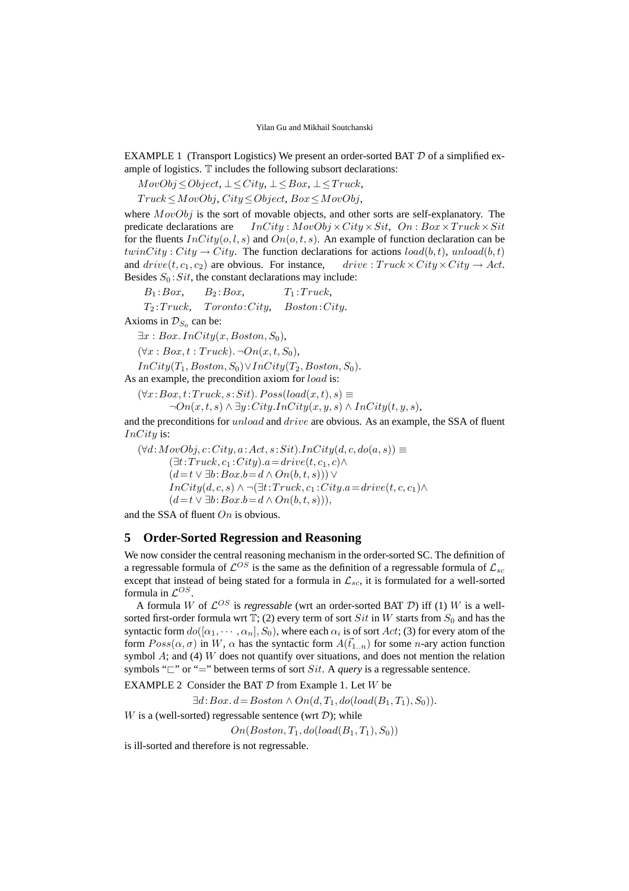EXAMPLE 1 (Transport Logistics) We present an order-sorted BAT $\mathcal{D}$ of a simplified example of logistics. $\mathbb{T}$ includes the following subsort declarations:

$MovObj \leq Object,\ \bot \leq City,\ \bot \leq Box,\ \bot \leq Truck,$

$Truck \leq MovObj,\ City \leq Object,\ Box \leq MovObj,$

where $MovObj$ is the sort of movable objects, and other sorts are self-explanatory. The predicate declarations are $InCity : MovObj \times City \times Sit,\ \ On : Box \times Truck \times Sit$ for the fluents $InCity(o, l, s)$ and $On(o, t, s)$. An example of function declaration can be $twinCity : City \rightarrow City$. The function declarations for actions $load(b, t)$, $unload(b, t)$ and $drive(t, c_1, c_2)$ are obvious. For instance, $drive : Truck \times City \times City \rightarrow Act$. Besides $S_0 : Sit$, the constant declarations may include:

$B_1 : Box, \quad B_2 : Box, \quad T_1 : Truck,$

$T_2 : Truck, \quad Toronto : City, \quad Boston : City.$

Axioms in $\mathcal{D}_{S_0}$ can be:

$\exists x : Box.\, InCity(x, Boston, S_0),$

$(\forall x : Box, t : Truck).\, \neg On(x, t, S_0),$

$InCity(T_1, Boston, S_0) \vee InCity(T_2, Boston, S_0).$

As an example, the precondition axiom for $load$ is:

$$(\forall x{:}Box, t{:}Truck, s{:}Sit).\, Poss(load(x,t), s) \equiv \\ \neg On(x, t, s) \wedge \exists y{:}City.InCity(x, y, s) \wedge InCity(t, y, s),$$

and the preconditions for $unload$ and $drive$ are obvious. As an example, the SSA of fluent $InCity$ is:

$$(\forall d{:}MovObj, c{:}City, a{:}Act, s{:}Sit).InCity(d, c, do(a, s)) \equiv \\ (\exists t{:}Truck, c_1{:}City).a = drive(t, c_1, c) \wedge \\ (d = t \vee \exists b{:}Box.b = d \wedge On(b, t, s))) \vee \\ InCity(d, c, s) \wedge \neg(\exists t{:}Truck, c_1{:}City.a = drive(t, c, c_1) \wedge \\ (d = t \vee \exists b{:}Box.b = d \wedge On(b, t, s))),$$

and the SSA of fluent $On$ is obvious.

## 5 Order-Sorted Regression and Reasoning

We now consider the central reasoning mechanism in the order-sorted SC. The definition of a regressable formula of $\mathcal{L}^{OS}$ is the same as the definition of a regressable formula of $\mathcal{L}_{sc}$ except that instead of being stated for a formula in $\mathcal{L}_{sc}$, it is formulated for a well-sorted formula in $\mathcal{L}^{OS}$.

A formula $W$ of $\mathcal{L}^{OS}$ is *regressable* (wrt an order-sorted BAT $\mathcal{D}$) iff (1) $W$ is a well-sorted first-order formula wrt $\mathbb{T}$; (2) every term of sort $Sit$ in $W$ starts from $S_0$ and has the syntactic form $do([\alpha_1, \cdots, \alpha_n], S_0)$, where each $\alpha_i$ is of sort $Act$; (3) for every atom of the form $Poss(\alpha, \sigma)$ in $W$, $\alpha$ has the syntactic form $A(\vec{t}_{1..n})$ for some $n$-ary action function symbol $A$; and (4) $W$ does not quantify over situations, and does not mention the relation symbols "$\sqsubset$" or "$=$" between terms of sort $Sit$. A *query* is a regressable sentence.

EXAMPLE 2 Consider the BAT $\mathcal{D}$ from Example 1. Let $W$ be

$$\exists d{:}Box.\, d = Boston \wedge On(d, T_1, do(load(B_1, T_1), S_0)).$$

$W$ is a (well-sorted) regressable sentence (wrt $\mathcal{D}$); while

$$On(Boston, T_1, do(load(B_1, T_1), S_0))$$

is ill-sorted and therefore is not regressable.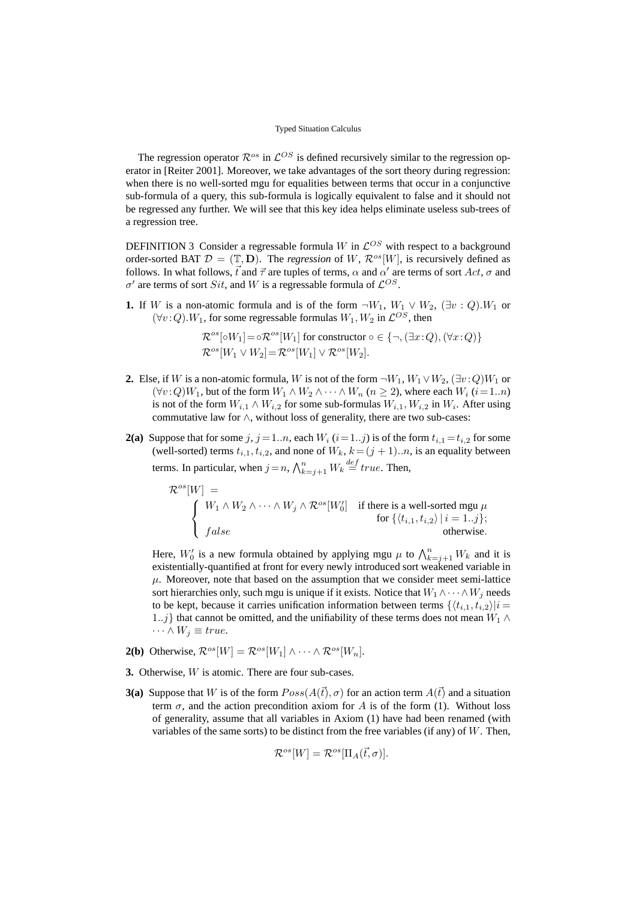The regression operator $\mathcal{R}^{os}$ in $\mathcal{L}^{OS}$ is defined recursively similar to the regression operator in [Reiter 2001]. Moreover, we take advantages of the sort theory during regression: when there is no well-sorted mgu for equalities between terms that occur in a conjunctive sub-formula of a query, this sub-formula is logically equivalent to false and it should not be regressed any further. We will see that this key idea helps eliminate useless sub-trees of a regression tree.

DEFINITION 3 Consider a regressable formula $W$ in $\mathcal{L}^{OS}$ with respect to a background order-sorted BAT $\mathcal{D} = (\mathbb{T}, \mathbf{D})$. The *regression* of $W$, $\mathcal{R}^{os}[W]$, is recursively defined as follows. In what follows, $\vec{t}$ and $\vec{\tau}$ are tuples of terms, $\alpha$ and $\alpha'$ are terms of sort $Act$, $\sigma$ and $\sigma'$ are terms of sort $Sit$, and $W$ is a regressable formula of $\mathcal{L}^{OS}$.

**1.** If $W$ is a non-atomic formula and is of the form $\neg W_1$, $W_1 \vee W_2$, $(\exists v : Q).W_1$ or $(\forall v{:}Q).W_1$, for some regressable formulas $W_1, W_2$ in $\mathcal{L}^{OS}$, then

$$\mathcal{R}^{os}[\circ W_1] = \circ\mathcal{R}^{os}[W_1] \text{ for constructor } \circ \in \{\neg, (\exists x{:}Q), (\forall x{:}Q)\}$$
$$\mathcal{R}^{os}[W_1 \vee W_2] = \mathcal{R}^{os}[W_1] \vee \mathcal{R}^{os}[W_2].$$

**2.** Else, if $W$ is a non-atomic formula, $W$ is not of the form $\neg W_1$, $W_1 \vee W_2$, $(\exists v{:}Q)W_1$ or $(\forall v{:}Q)W_1$, but of the form $W_1 \wedge W_2 \wedge \cdots \wedge W_n$ ($n \geq 2$), where each $W_i$ ($i = 1..n$) is not of the form $W_{i,1} \wedge W_{i,2}$ for some sub-formulas $W_{i,1}, W_{i,2}$ in $W_i$. After using commutative law for $\wedge$, without loss of generality, there are two sub-cases:

**2(a)** Suppose that for some $j$, $j = 1..n$, each $W_i$ ($i = 1..j$) is of the form $t_{i,1} = t_{i,2}$ for some (well-sorted) terms $t_{i,1}, t_{i,2}$, and none of $W_k$, $k = (j+1)..n$, is an equality between terms. In particular, when $j = n$, $\bigwedge_{k=j+1}^{n} W_k \overset{def}{=} true$. Then,

$$\mathcal{R}^{os}[W] = \begin{cases} W_1 \wedge W_2 \wedge \cdots \wedge W_j \wedge \mathcal{R}^{os}[W_0'] & \text{if there is a well-sorted mgu } \mu \text{ for } \{\langle t_{i,1}, t_{i,2}\rangle \mid i = 1..j\}; \\ false & \text{otherwise.} \end{cases}$$

Here, $W_0'$ is a new formula obtained by applying mgu $\mu$ to $\bigwedge_{k=j+1}^{n} W_k$ and it is existentially-quantified at front for every newly introduced sort weakened variable in $\mu$. Moreover, note that based on the assumption that we consider meet semi-lattice sort hierarchies only, such mgu is unique if it exists. Notice that $W_1 \wedge \cdots \wedge W_j$ needs to be kept, because it carries unification information between terms $\{\langle t_{i,1}, t_{i,2}\rangle | i = 1..j\}$ that cannot be omitted, and the unifiability of these terms does not mean $W_1 \wedge \cdots \wedge W_j \equiv true$.

**2(b)** Otherwise, $\mathcal{R}^{os}[W] = \mathcal{R}^{os}[W_1] \wedge \cdots \wedge \mathcal{R}^{os}[W_n]$.

**3.** Otherwise, $W$ is atomic. There are four sub-cases.

**3(a)** Suppose that $W$ is of the form $Poss(A(\vec{t}), \sigma)$ for an action term $A(\vec{t})$ and a situation term $\sigma$, and the action precondition axiom for $A$ is of the form (1). Without loss of generality, assume that all variables in Axiom (1) have had been renamed (with variables of the same sorts) to be distinct from the free variables (if any) of $W$. Then,

$$\mathcal{R}^{os}[W] = \mathcal{R}^{os}[\Pi_A(\vec{t}, \sigma)].$$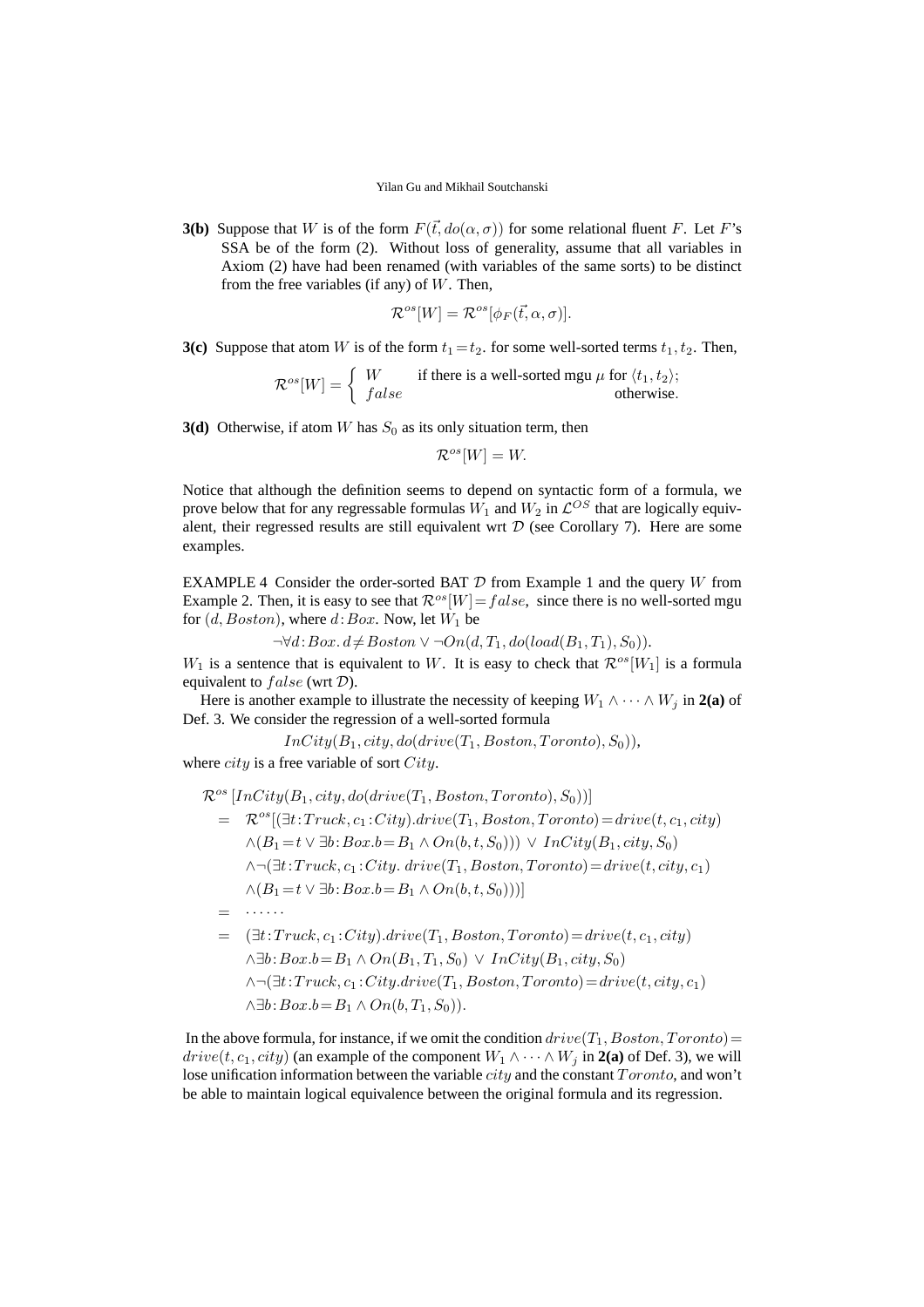**3(b)** Suppose that $W$ is of the form $F(\vec{t}, do(\alpha, \sigma))$ for some relational fluent $F$. Let $F$'s SSA be of the form (2). Without loss of generality, assume that all variables in Axiom (2) have had been renamed (with variables of the same sorts) to be distinct from the free variables (if any) of $W$. Then,

$$\mathcal{R}^{os}[W] = \mathcal{R}^{os}[\phi_F(\vec{t}, \alpha, \sigma)].$$

**3(c)** Suppose that atom $W$ is of the form $t_1 = t_2$. for some well-sorted terms $t_1, t_2$. Then,

$$\mathcal{R}^{os}[W] = \begin{cases} W & \text{if there is a well-sorted mgu } \mu \text{ for } \langle t_1, t_2 \rangle; \\ false & \text{otherwise.} \end{cases}$$

**3(d)** Otherwise, if atom $W$ has $S_0$ as its only situation term, then

$$\mathcal{R}^{os}[W] = W.$$

Notice that although the definition seems to depend on syntactic form of a formula, we prove below that for any regressable formulas $W_1$ and $W_2$ in $\mathcal{L}^{OS}$ that are logically equivalent, their regressed results are still equivalent wrt $\mathcal{D}$ (see Corollary 7). Here are some examples.

EXAMPLE 4 Consider the order-sorted BAT $\mathcal{D}$ from Example 1 and the query $W$ from Example 2. Then, it is easy to see that $\mathcal{R}^{os}[W] = false$, since there is no well-sorted mgu for $(d, Boston)$, where $d : Box$. Now, let $W_1$ be

$$\neg \forall d : Box.\, d \neq Boston \vee \neg On(d, T_1, do(load(B_1, T_1), S_0)).$$

$W_1$ is a sentence that is equivalent to $W$. It is easy to check that $\mathcal{R}^{os}[W_1]$ is a formula equivalent to $false$ (wrt $\mathcal{D}$).

Here is another example to illustrate the necessity of keeping $W_1 \wedge \cdots \wedge W_j$ in **2(a)** of Def. 3. We consider the regression of a well-sorted formula

$$InCity(B_1, city, do(drive(T_1, Boston, Toronto), S_0)),$$

where $city$ is a free variable of sort $City$.

$$\begin{aligned}
&\mathcal{R}^{os}\left[InCity(B_1, city, do(drive(T_1, Boston, Toronto), S_0))\right] \\
&= \mathcal{R}^{os}[(\exists t : Truck, c_1 : City).drive(T_1, Boston, Toronto) = drive(t, c_1, city) \\
&\quad \wedge (B_1 = t \vee \exists b : Box. b = B_1 \wedge On(b, t, S_0))) \vee InCity(B_1, city, S_0) \\
&\quad \wedge \neg(\exists t : Truck, c_1 : City.\ drive(T_1, Boston, Toronto) = drive(t, city, c_1) \\
&\quad \wedge (B_1 = t \vee \exists b : Box. b = B_1 \wedge On(b, t, S_0)))] \\
&= \cdots\cdots \\
&= (\exists t : Truck, c_1 : City).drive(T_1, Boston, Toronto) = drive(t, c_1, city) \\
&\quad \wedge \exists b : Box. b = B_1 \wedge On(B_1, T_1, S_0) \vee InCity(B_1, city, S_0) \\
&\quad \wedge \neg(\exists t : Truck, c_1 : City.drive(T_1, Boston, Toronto) = drive(t, city, c_1) \\
&\quad \wedge \exists b : Box. b = B_1 \wedge On(b, T_1, S_0)).
\end{aligned}$$

In the above formula, for instance, if we omit the condition $drive(T_1, Boston, Toronto) = drive(t, c_1, city)$ (an example of the component $W_1 \wedge \cdots \wedge W_j$ in **2(a)** of Def. 3), we will lose unification information between the variable $city$ and the constant $Toronto$, and won't be able to maintain logical equivalence between the original formula and its regression.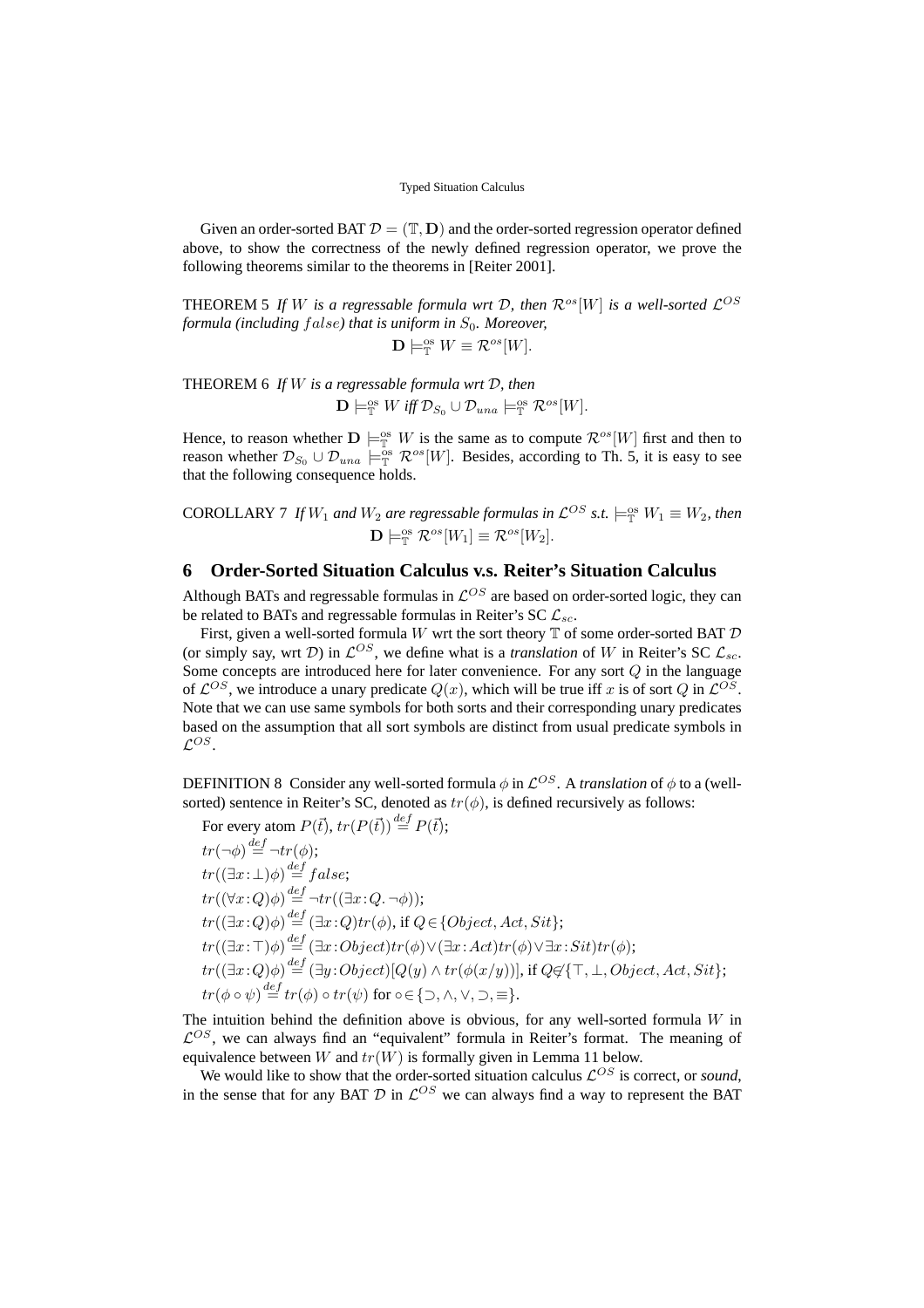Given an order-sorted BAT $\mathcal{D} = (\mathbb{T}, \mathbf{D})$ and the order-sorted regression operator defined above, to show the correctness of the newly defined regression operator, we prove the following theorems similar to the theorems in [Reiter 2001].

THEOREM 5 *If $W$ is a regressable formula wrt $\mathcal{D}$, then $\mathcal{R}^{os}[W]$ is a well-sorted $\mathcal{L}^{OS}$ formula (including $false$) that is uniform in $S_0$. Moreover,*

$$\mathbf{D} \models_{\mathbb{T}}^{os} W \equiv \mathcal{R}^{os}[W].$$

THEOREM 6 *If $W$ is a regressable formula wrt $\mathcal{D}$, then*

$$\mathbf{D} \models_{\mathbb{T}}^{os} W \text{ iff } \mathcal{D}_{S_0} \cup \mathcal{D}_{una} \models_{\mathbb{T}}^{os} \mathcal{R}^{os}[W].$$

Hence, to reason whether $\mathbf{D} \models_{\mathbb{T}}^{os} W$ is the same as to compute $\mathcal{R}^{os}[W]$ first and then to reason whether $\mathcal{D}_{S_0} \cup \mathcal{D}_{una} \models_{\mathbb{T}}^{os} \mathcal{R}^{os}[W]$. Besides, according to Th. 5, it is easy to see that the following consequence holds.

COROLLARY 7 *If $W_1$ and $W_2$ are regressable formulas in $\mathcal{L}^{OS}$ s.t. $\models_{\mathbb{T}}^{os} W_1 \equiv W_2$, then*

$$\mathbf{D} \models_{\mathbb{T}}^{os} \mathcal{R}^{os}[W_1] \equiv \mathcal{R}^{os}[W_2].$$

## 6 Order-Sorted Situation Calculus v.s. Reiter's Situation Calculus

Although BATs and regressable formulas in $\mathcal{L}^{OS}$ are based on order-sorted logic, they can be related to BATs and regressable formulas in Reiter's SC $\mathcal{L}_{sc}$.

First, given a well-sorted formula $W$ wrt the sort theory $\mathbb{T}$ of some order-sorted BAT $\mathcal{D}$ (or simply say, wrt $\mathcal{D}$) in $\mathcal{L}^{OS}$, we define what is a *translation* of $W$ in Reiter's SC $\mathcal{L}_{sc}$. Some concepts are introduced here for later convenience. For any sort $Q$ in the language of $\mathcal{L}^{OS}$, we introduce a unary predicate $Q(x)$, which will be true iff $x$ is of sort $Q$ in $\mathcal{L}^{OS}$. Note that we can use same symbols for both sorts and their corresponding unary predicates based on the assumption that all sort symbols are distinct from usual predicate symbols in $\mathcal{L}^{OS}$.

DEFINITION 8 Consider any well-sorted formula $\phi$ in $\mathcal{L}^{OS}$. A *translation* of $\phi$ to a (well-sorted) sentence in Reiter's SC, denoted as $tr(\phi)$, is defined recursively as follows:

For every atom $P(\vec{t})$, $tr(P(\vec{t})) \stackrel{def}{=} P(\vec{t})$;
$tr(\neg\phi) \stackrel{def}{=} \neg tr(\phi)$;
$tr((\exists x{:}\bot)\phi) \stackrel{def}{=} false$;
$tr((\forall x{:}Q)\phi) \stackrel{def}{=} \neg tr((\exists x{:}Q.\neg\phi))$;
$tr((\exists x{:}Q)\phi) \stackrel{def}{=} (\exists x{:}Q)tr(\phi)$, if $Q \in \{Object, Act, Sit\}$;
$tr((\exists x{:}\top)\phi) \stackrel{def}{=} (\exists x{:}Object)tr(\phi) \vee (\exists x{:}Act)tr(\phi) \vee \exists x{:}Sit)tr(\phi)$;
$tr((\exists x{:}Q)\phi) \stackrel{def}{=} (\exists y{:}Object)[Q(y) \wedge tr(\phi(x/y))]$, if $Q \notin \{\top, \bot, Object, Act, Sit\}$;
$tr(\phi \circ \psi) \stackrel{def}{=} tr(\phi) \circ tr(\psi)$ for $\circ \in \{\supset, \wedge, \vee, \supset, \equiv\}$.

The intuition behind the definition above is obvious, for any well-sorted formula $W$ in $\mathcal{L}^{OS}$, we can always find an "equivalent" formula in Reiter's format. The meaning of equivalence between $W$ and $tr(W)$ is formally given in Lemma 11 below.

We would like to show that the order-sorted situation calculus $\mathcal{L}^{OS}$ is correct, or *sound*, in the sense that for any BAT $\mathcal{D}$ in $\mathcal{L}^{OS}$ we can always find a way to represent the BAT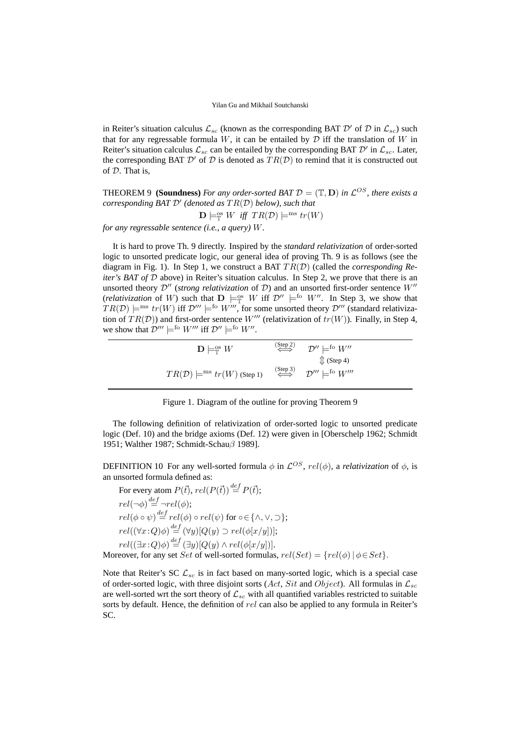in Reiter's situation calculus $\mathcal{L}_{sc}$ (known as the corresponding BAT $\mathcal{D}'$ of $\mathcal{D}$ in $\mathcal{L}_{sc}$) such that for any regressable formula $W$, it can be entailed by $\mathcal{D}$ iff the translation of $W$ in Reiter's situation calculus $\mathcal{L}_{sc}$ can be entailed by the corresponding BAT $\mathcal{D}'$ in $\mathcal{L}_{sc}$. Later, the corresponding BAT $\mathcal{D}'$ of $\mathcal{D}$ is denoted as $TR(\mathcal{D})$ to remind that it is constructed out of $\mathcal{D}$. That is,

THEOREM 9 **(Soundness)** *For any order-sorted BAT $\mathcal{D} = (\mathbb{T}, \mathbf{D})$ in $\mathcal{L}^{OS}$, there exists a corresponding BAT $\mathcal{D}'$ (denoted as $TR(\mathcal{D})$ below), such that*

$$\mathbf{D} \models^{\rm os}_{\mathbb{T}} W \;\; \textit{iff} \;\; TR(\mathcal{D}) \models^{\rm ms} tr(W)$$

*for any regressable sentence (i.e., a query) $W$.*

It is hard to prove Th. 9 directly. Inspired by the *standard relativization* of order-sorted logic to unsorted predicate logic, our general idea of proving Th. 9 is as follows (see the diagram in Fig. 1). In Step 1, we construct a BAT $TR(\mathcal{D})$ (called the *corresponding Reiter's BAT of $\mathcal{D}$* above) in Reiter's situation calculus. In Step 2, we prove that there is an unsorted theory $\mathcal{D}''$ (*strong relativization* of $\mathcal{D}$) and an unsorted first-order sentence $W''$ (*relativization* of $W$) such that $\mathbf{D} \models^{\rm os}_{\mathbb{T}} W$ iff $\mathcal{D}'' \models^{\rm fo} W''$. In Step 3, we show that $TR(\mathcal{D}) \models^{\rm ms} tr(W)$ iff $\mathcal{D}''' \models^{\rm fo} W'''$, for some unsorted theory $\mathcal{D}'''$ (standard relativization of $TR(\mathcal{D})$) and first-order sentence $W'''$ (relativization of $tr(W)$). Finally, in Step 4, we show that $\mathcal{D}''' \models^{\rm fo} W'''$ iff $\mathcal{D}'' \models^{\rm fo} W''$.

$$\begin{array}{ccc}
\mathbf{D} \models^{\rm os}_{\mathbb{T}} W & \overset{\text{(Step 2)}}{\Longleftrightarrow} & \mathcal{D}'' \models^{\rm fo} W'' \\
 & & \Updownarrow \text{(Step 4)} \\
TR(\mathcal{D}) \models^{\rm ms} tr(W) \text{ (Step 1)} & \overset{\text{(Step 3)}}{\Longleftrightarrow} & \mathcal{D}''' \models^{\rm fo} W'''
\end{array}$$

Figure 1. Diagram of the outline for proving Theorem 9

The following definition of relativization of order-sorted logic to unsorted predicate logic (Def. 10) and the bridge axioms (Def. 12) were given in [Oberschelp 1962; Schmidt 1951; Walther 1987; Schmidt-Schau$\beta$ 1989].

DEFINITION 10 For any well-sorted formula $\phi$ in $\mathcal{L}^{OS}$, $rel(\phi)$, a *relativization* of $\phi$, is an unsorted formula defined as:

For every atom $P(\vec{t})$, $rel(P(\vec{t})) \stackrel{def}{=} P(\vec{t})$;
$rel(\neg\phi) \stackrel{def}{=} \neg rel(\phi)$;
$rel(\phi \circ \psi) \stackrel{def}{=} rel(\phi) \circ rel(\psi)$ for $\circ \in \{\wedge, \vee, \supset\}$;
$rel((\forall x\!:\!Q)\phi) \stackrel{def}{=} (\forall y)[Q(y) \supset rel(\phi[x/y])]$;
$rel((\exists x\!:\!Q)\phi) \stackrel{def}{=} (\exists y)[Q(y) \wedge rel(\phi[x/y])]$.
Moreover, for any set $Set$ of well-sorted formulas, $rel(Set) = \{rel(\phi) \,|\, \phi \in Set\}$.

Note that Reiter's SC $\mathcal{L}_{sc}$ is in fact based on many-sorted logic, which is a special case of order-sorted logic, with three disjoint sorts ($Act$, $Sit$ and $Object$). All formulas in $\mathcal{L}_{sc}$ are well-sorted wrt the sort theory of $\mathcal{L}_{sc}$ with all quantified variables restricted to suitable sorts by default. Hence, the definition of $rel$ can also be applied to any formula in Reiter's SC.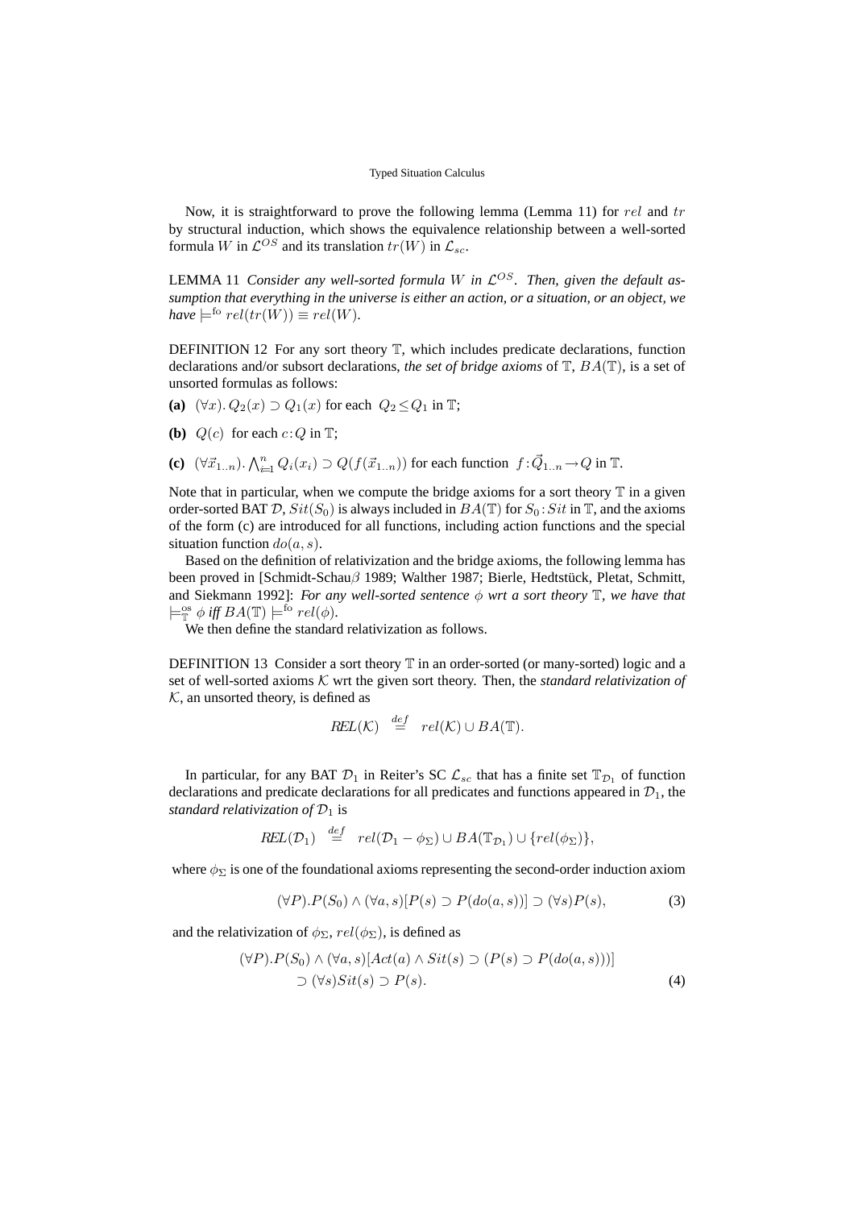Now, it is straightforward to prove the following lemma (Lemma 11) for $rel$ and $tr$ by structural induction, which shows the equivalence relationship between a well-sorted formula $W$ in $\mathcal{L}^{OS}$ and its translation $tr(W)$ in $\mathcal{L}_{sc}$.

LEMMA 11 *Consider any well-sorted formula $W$ in $\mathcal{L}^{OS}$. Then, given the default assumption that everything in the universe is either an action, or a situation, or an object, we have* $\models^{\text{fo}} rel(tr(W)) \equiv rel(W)$.

DEFINITION 12 For any sort theory $\mathbb{T}$, which includes predicate declarations, function declarations and/or subsort declarations, *the set of bridge axioms* of $\mathbb{T}$, $BA(\mathbb{T})$, is a set of unsorted formulas as follows:

**(a)** $(\forall x).\, Q_2(x) \supset Q_1(x)$ for each $Q_2 \leq Q_1$ in $\mathbb{T}$;

**(b)** $Q(c)$ for each $c\!:\!Q$ in $\mathbb{T}$;

**(c)** $(\forall \vec{x}_{1..n}).\, \bigwedge_{i=1}^{n} Q_i(x_i) \supset Q(f(\vec{x}_{1..n}))$ for each function $f\!:\!\vec{Q}_{1..n} \rightarrow Q$ in $\mathbb{T}$.

Note that in particular, when we compute the bridge axioms for a sort theory $\mathbb{T}$ in a given order-sorted BAT $\mathcal{D}$, $Sit(S_0)$ is always included in $BA(\mathbb{T})$ for $S_0\!:\!Sit$ in $\mathbb{T}$, and the axioms of the form (c) are introduced for all functions, including action functions and the special situation function $do(a, s)$.

Based on the definition of relativization and the bridge axioms, the following lemma has been proved in [Schmidt-Schau$\beta$ 1989; Walther 1987; Bierle, Hedtstück, Pletat, Schmitt, and Siekmann 1992]: *For any well-sorted sentence $\phi$ wrt a sort theory $\mathbb{T}$, we have that* $\models^{\text{os}}_{\mathbb{T}} \phi$ *iff* $BA(\mathbb{T}) \models^{\text{fo}} rel(\phi)$.

We then define the standard relativization as follows.

DEFINITION 13 Consider a sort theory $\mathbb{T}$ in an order-sorted (or many-sorted) logic and a set of well-sorted axioms $\mathcal{K}$ wrt the given sort theory. Then, the *standard relativization of* $\mathcal{K}$, an unsorted theory, is defined as

$$REL(\mathcal{K}) \stackrel{def}{=} rel(\mathcal{K}) \cup BA(\mathbb{T}).$$

In particular, for any BAT $\mathcal{D}_1$ in Reiter's SC $\mathcal{L}_{sc}$ that has a finite set $\mathbb{T}_{\mathcal{D}_1}$ of function declarations and predicate declarations for all predicates and functions appeared in $\mathcal{D}_1$, the *standard relativization of* $\mathcal{D}_1$ is

$$REL(\mathcal{D}_1) \stackrel{def}{=} rel(\mathcal{D}_1 - \phi_\Sigma) \cup BA(\mathbb{T}_{\mathcal{D}_1}) \cup \{rel(\phi_\Sigma)\},$$

where $\phi_\Sigma$ is one of the foundational axioms representing the second-order induction axiom

$$(\forall P).P(S_0) \wedge (\forall a, s)[P(s) \supset P(do(a, s))] \supset (\forall s)P(s), \tag{3}$$

and the relativization of $\phi_\Sigma$, $rel(\phi_\Sigma)$, is defined as

$$\begin{aligned}(\forall P).P(S_0) \wedge (\forall a, s)[Act(a) \wedge Sit(s) \supset (P(s) \supset P(do(a, s)))] \\ \supset (\forall s)Sit(s) \supset P(s).\end{aligned} \tag{4}$$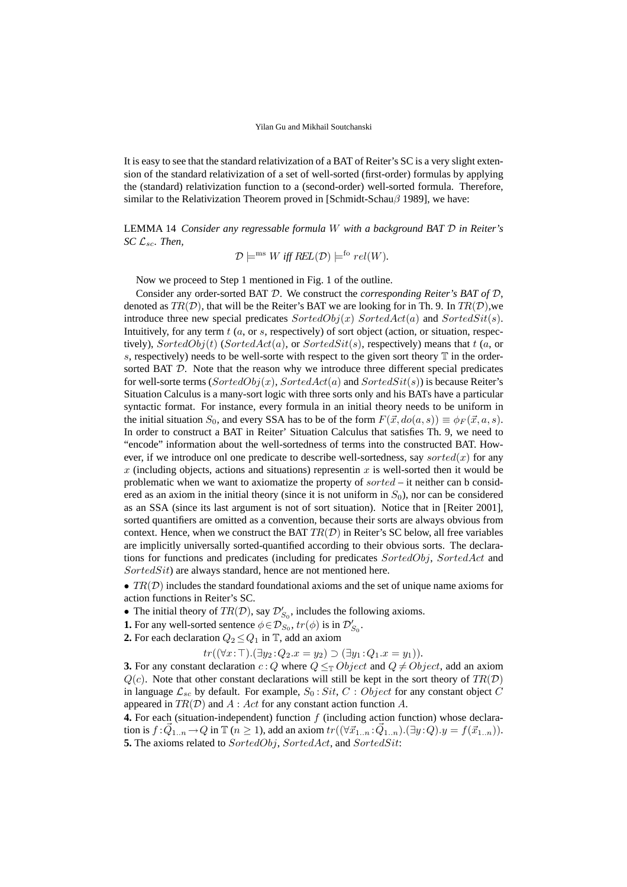It is easy to see that the standard relativization of a BAT of Reiter's SC is a very slight extension of the standard relativization function of a set of well-sorted (first-order) formulas by applying the (standard) relativization function to a (second-order) well-sorted formula. Therefore, similar to the Relativization Theorem proved in [Schmidt-Schau$\beta$ 1989], we have:

LEMMA 14 *Consider any regressable formula $W$ with a background BAT $\mathcal{D}$ in Reiter's SC $\mathcal{L}_{sc}$. Then,*

$$\mathcal{D} \models^{\rm ms} W \textit{ iff } REL(\mathcal{D}) \models^{\rm fo} rel(W).$$

Now we proceed to Step 1 mentioned in Fig. 1 of the outline.

Consider any order-sorted BAT $\mathcal{D}$. We construct the ***corresponding Reiter's BAT of*** $\mathcal{D}$, denoted as $TR(\mathcal{D})$, that will be the Reiter's BAT we are looking for in Th. 9. In $TR(\mathcal{D})$,we introduce three new special predicates $SortedObj(x)$ $SortedAct(a)$ and $SortedSit(s)$. Intuitively, for any term $t$ ($a$, or $s$, respectively) of sort object (action, or situation, respectively), $SortedObj(t)$ ($SortedAct(a)$, or $SortedSit(s)$, respectively) means that $t$ ($a$, or $s$, respectively) needs to be well-sorte with respect to the given sort theory $\mathbb{T}$ in the order-sorted BAT $\mathcal{D}$. Note that the reason why we introduce three different special predicates for well-sorte terms ($SortedObj(x)$, $SortedAct(a)$ and $SortedSit(s)$) is because Reiter's Situation Calculus is a many-sort logic with three sorts only and his BATs have a particular syntactic format. For instance, every formula in an initial theory needs to be uniform in the initial situation $S_0$, and every SSA has to be of the form $F(\vec{x}, do(a, s)) \equiv \phi_F(\vec{x}, a, s)$. In order to construct a BAT in Reiter' Situation Calculus that satisfies Th. 9, we need to "encode" information about the well-sortedness of terms into the constructed BAT. However, if we introduce onl one predicate to describe well-sortedness, say $sorted(x)$ for any $x$ (including objects, actions and situations) representin $x$ is well-sorted then it would be problematic when we want to axiomatize the property of $sorted$ – it neither can b considered as an axiom in the initial theory (since it is not uniform in $S_0$), nor can be considered as an SSA (since its last argument is not of sort situation). Notice that in [Reiter 2001], sorted quantifiers are omitted as a convention, because their sorts are always obvious from context. Hence, when we construct the BAT $TR(\mathcal{D})$ in Reiter's SC below, all free variables are implicitly universally sorted-quantified according to their obvious sorts. The declarations for functions and predicates (including for predicates $SortedObj$, $SortedAct$ and $SortedSit$) are always standard, hence are not mentioned here.

- $TR(\mathcal{D})$ includes the standard foundational axioms and the set of unique name axioms for action functions in Reiter's SC.
- The initial theory of $TR(\mathcal{D})$, say $\mathcal{D}'_{S_0}$, includes the following axioms.

**1.** For any well-sorted sentence $\phi \in \mathcal{D}_{S_0}$, $tr(\phi)$ is in $\mathcal{D}'_{S_0}$.

**2.** For each declaration $Q_2 \leq Q_1$ in $\mathbb{T}$, add an axiom

$$tr((\forall x\!:\!\top).(\exists y_2\!:\!Q_2.x = y_2) \supset (\exists y_1\!:\!Q_1.x = y_1)).$$

**3.** For any constant declaration $c\!:\!Q$ where $Q \leq_{\mathbb{T}} Object$ and $Q \neq Object$, add an axiom $Q(c)$. Note that other constant declarations will still be kept in the sort theory of $TR(\mathcal{D})$ in language $\mathcal{L}_{sc}$ by default. For example, $S_0 : Sit$, $C : Object$ for any constant object $C$ appeared in $TR(\mathcal{D})$ and $A : Act$ for any constant action function $A$.

**4.** For each (situation-independent) function $f$ (including action function) whose declaration is $f\!:\!\vec{Q}_{1..n} \rightarrow Q$ in $\mathbb{T}$ ($n \geq 1$), add an axiom $tr((\forall \vec{x}_{1..n}\!:\!\vec{Q}_{1..n}).(\exists y\!:\!Q).y = f(\vec{x}_{1..n}))$.

**5.** The axioms related to $SortedObj$, $SortedAct$, and $SortedSit$: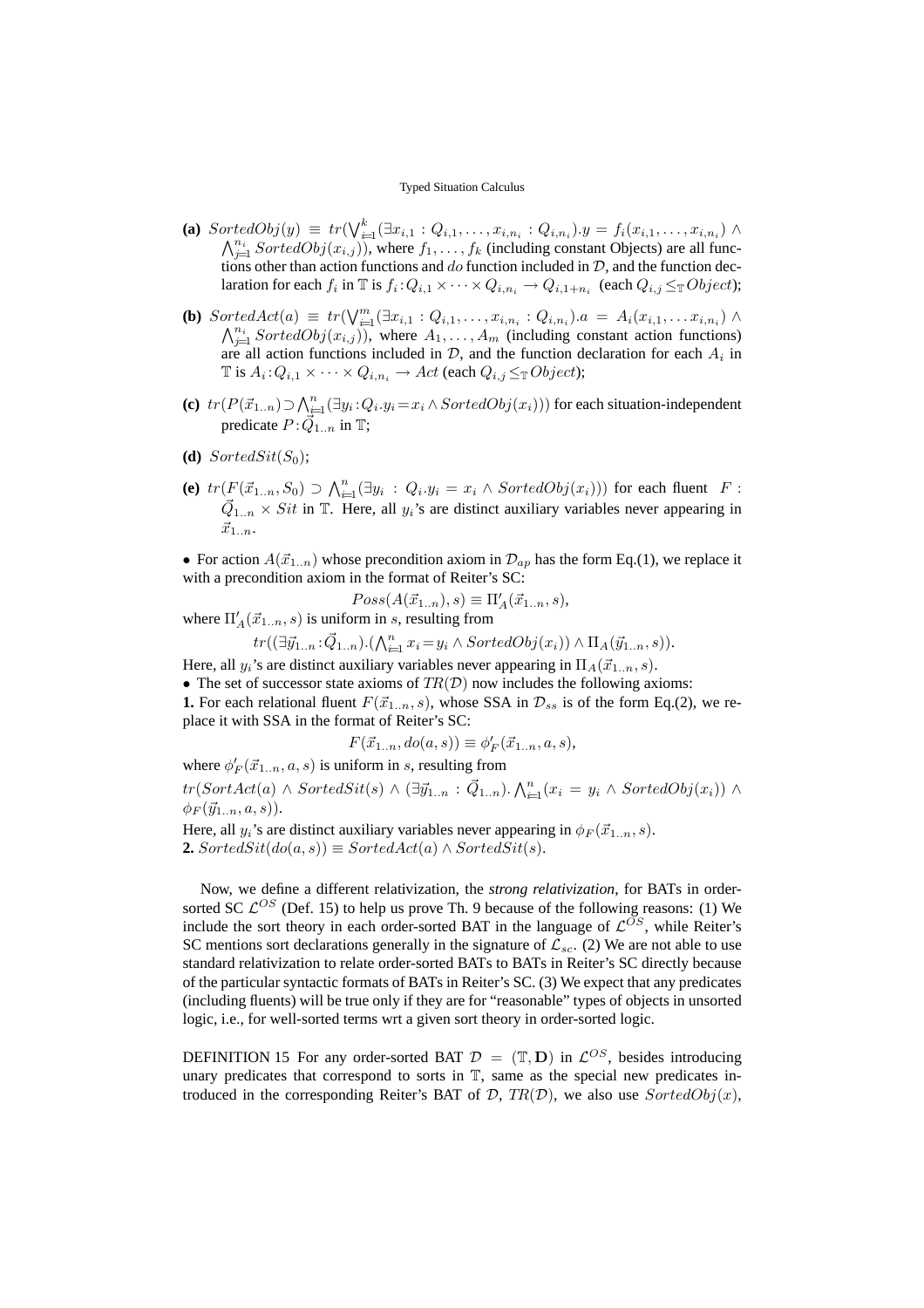- **(a)** $SortedObj(y) \equiv tr(\bigvee_{i=1}^{k}(\exists x_{i,1} : Q_{i,1}, \ldots, x_{i,n_i} : Q_{i,n_i}).y = f_i(x_{i,1}, \ldots, x_{i,n_i}) \wedge \bigwedge_{j=1}^{n_i} SortedObj(x_{i,j}))$, where $f_1, \ldots, f_k$ (including constant Objects) are all functions other than action functions and $do$ function included in $\mathcal{D}$, and the function declaration for each $f_i$ in $\mathbb{T}$ is $f_i : Q_{i,1} \times \cdots \times Q_{i,n_i} \rightarrow Q_{i,1+n_i}$ (each $Q_{i,j} \leq_{\mathbb{T}} Object$);
- **(b)** $SortedAct(a) \equiv tr(\bigvee_{i=1}^{m}(\exists x_{i,1} : Q_{i,1}, \ldots, x_{i,n_i} : Q_{i,n_i}).a = A_i(x_{i,1}, \ldots x_{i,n_i}) \wedge \bigwedge_{j=1}^{n_i} SortedObj(x_{i,j}))$, where $A_1, \ldots, A_m$ (including constant action functions) are all action functions included in $\mathcal{D}$, and the function declaration for each $A_i$ in $\mathbb{T}$ is $A_i : Q_{i,1} \times \cdots \times Q_{i,n_i} \rightarrow Act$ (each $Q_{i,j} \leq_{\mathbb{T}} Object$);
- **(c)** $tr(P(\vec{x}_{1..n}) \supset \bigwedge_{i=1}^{n}(\exists y_i : Q_i . y_i = x_i \wedge SortedObj(x_i)))$ for each situation-independent predicate $P : \vec{Q}_{1..n}$ in $\mathbb{T}$;
- **(d)** $SortedSit(S_0)$;
- **(e)** $tr(F(\vec{x}_{1..n}, S_0) \supset \bigwedge_{i=1}^{n}(\exists y_i : Q_i . y_i = x_i \wedge SortedObj(x_i)))$ for each fluent $F : \vec{Q}_{1..n} \times Sit$ in $\mathbb{T}$. Here, all $y_i$'s are distinct auxiliary variables never appearing in $\vec{x}_{1..n}$.

• For action $A(\vec{x}_{1..n})$ whose precondition axiom in $\mathcal{D}_{ap}$ has the form Eq.(1), we replace it with a precondition axiom in the format of Reiter's SC:

$$Poss(A(\vec{x}_{1..n}), s) \equiv \Pi'_A(\vec{x}_{1..n}, s),$$

where $\Pi'_A(\vec{x}_{1..n}, s)$ is uniform in $s$, resulting from

$$tr((\exists \vec{y}_{1..n} : \vec{Q}_{1..n}).(\bigwedge_{i=1}^{n} x_i = y_i \wedge SortedObj(x_i)) \wedge \Pi_A(\vec{y}_{1..n}, s)).$$

Here, all $y_i$'s are distinct auxiliary variables never appearing in $\Pi_A(\vec{x}_{1..n}, s)$.

• The set of successor state axioms of $TR(\mathcal{D})$ now includes the following axioms:

**1.** For each relational fluent $F(\vec{x}_{1..n}, s)$, whose SSA in $\mathcal{D}_{ss}$ is of the form Eq.(2), we replace it with SSA in the format of Reiter's SC:

$$F(\vec{x}_{1..n}, do(a, s)) \equiv \phi'_F(\vec{x}_{1..n}, a, s),$$

where $\phi'_F(\vec{x}_{1..n}, a, s)$ is uniform in $s$, resulting from

$tr(SortAct(a) \wedge SortedSit(s) \wedge (\exists \vec{y}_{1..n} : \vec{Q}_{1..n}).\bigwedge_{i=1}^{n}(x_i = y_i \wedge SortedObj(x_i)) \wedge \phi_F(\vec{y}_{1..n}, a, s))$.

Here, all $y_i$'s are distinct auxiliary variables never appearing in $\phi_F(\vec{x}_{1..n}, s)$.

**2.** $SortedSit(do(a, s)) \equiv SortedAct(a) \wedge SortedSit(s)$.

Now, we define a different relativization, the *strong relativization*, for BATs in order-sorted SC $\mathcal{L}^{OS}$ (Def. 15) to help us prove Th. 9 because of the following reasons: (1) We include the sort theory in each order-sorted BAT in the language of $\mathcal{L}^{OS}$, while Reiter's SC mentions sort declarations generally in the signature of $\mathcal{L}_{sc}$. (2) We are not able to use standard relativization to relate order-sorted BATs to BATs in Reiter's SC directly because of the particular syntactic formats of BATs in Reiter's SC. (3) We expect that any predicates (including fluents) will be true only if they are for "reasonable" types of objects in unsorted logic, i.e., for well-sorted terms wrt a given sort theory in order-sorted logic.

DEFINITION 15 For any order-sorted BAT $\mathcal{D} = (\mathbb{T}, \mathbf{D})$ in $\mathcal{L}^{OS}$, besides introducing unary predicates that correspond to sorts in $\mathbb{T}$, same as the special new predicates introduced in the corresponding Reiter's BAT of $\mathcal{D}$, $TR(\mathcal{D})$, we also use $SortedObj(x)$,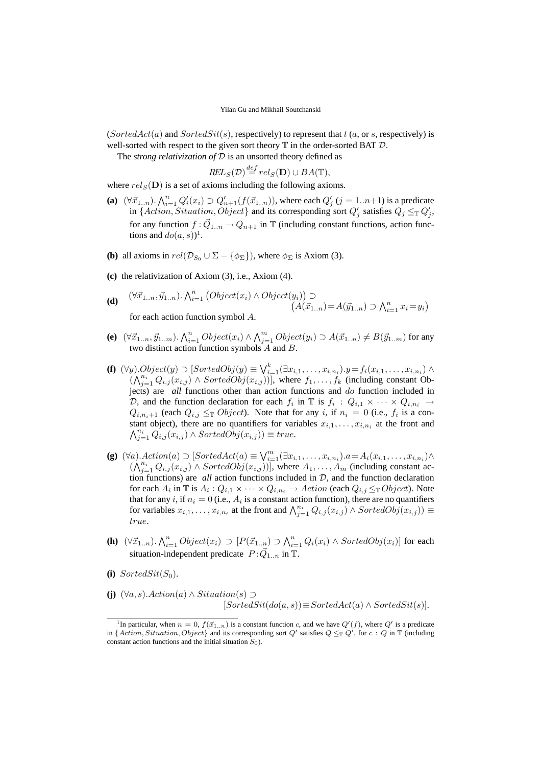($SortedAct(a)$ and $SortedSit(s)$, respectively) to represent that $t$ ($a$, or $s$, respectively) is well-sorted with respect to the given sort theory $\mathbb{T}$ in the order-sorted BAT $\mathcal{D}$.

The *strong relativization of* $\mathcal{D}$ is an unsorted theory defined as

$$REL_S(\mathcal{D}) \stackrel{def}{=} rel_S(\mathbf{D}) \cup BA(\mathbb{T}),$$

where $rel_S(\mathbf{D})$ is a set of axioms including the following axioms.

**(a)** $(\forall \vec{x}_{1..n}). \bigwedge_{i=1}^{n} Q'_i(x_i) \supset Q'_{n+1}(f(\vec{x}_{1..n}))$, where each $Q'_j$ ($j=1..n{+}1$) is a predicate in $\{Action, Situation, Object\}$ and its corresponding sort $Q'_j$ satisfies $Q_j \leq_{\mathbb{T}} Q'_j$, for any function $f : \vec{Q}_{1..n} \rightarrow Q_{n+1}$ in $\mathbb{T}$ (including constant functions, action functions and $do(a,s)$)[1].

**(b)** all axioms in $rel(\mathcal{D}_{S_0} \cup \Sigma - \{\phi_\Sigma\})$, where $\phi_\Sigma$ is Axiom (3).

**(c)** the relativization of Axiom (3), i.e., Axiom (4).

**(d)** $(\forall \vec{x}_{1..n}, \vec{y}_{1..n}). \bigwedge_{i=1}^{n} \big(Object(x_i) \wedge Object(y_i)\big) \supset \big(A(\vec{x}_{1..n}) = A(\vec{y}_{1..n}) \supset \bigwedge_{i=1}^{n} x_i = y_i\big)$

for each action function symbol $A$.

**(e)** $(\forall \vec{x}_{1..n}, \vec{y}_{1..m}). \bigwedge_{i=1}^{n} Object(x_i) \wedge \bigwedge_{j=1}^{m} Object(y_j) \supset A(\vec{x}_{1..n}) \neq B(\vec{y}_{1..m})$ for any two distinct action function symbols $A$ and $B$.

**(f)** $(\forall y). Object(y) \supset [SortedObj(y) \equiv \bigvee_{i=1}^{k} (\exists x_{i,1}, \ldots, x_{i,n_i}). y = f_i(x_{i,1}, \ldots, x_{i,n_i}) \wedge (\bigwedge_{j=1}^{n_i} Q_{i,j}(x_{i,j}) \wedge SortedObj(x_{i,j}))]$, where $f_1, \ldots, f_k$ (including constant Objects) are *all* functions other than action functions and $do$ function included in $\mathcal{D}$, and the function declaration for each $f_i$ in $\mathbb{T}$ is $f_i : Q_{i,1} \times \cdots \times Q_{i,n_i} \rightarrow Q_{i,n_i+1}$ (each $Q_{i,j} \leq_{\mathbb{T}} Object$). Note that for any $i$, if $n_i = 0$ (i.e., $f_i$ is a constant object), there are no quantifiers for variables $x_{i,1}, \ldots, x_{i,n_i}$ at the front and $\bigwedge_{j=1}^{n_i} Q_{i,j}(x_{i,j}) \wedge SortedObj(x_{i,j})) \equiv true$.

**(g)** $(\forall a). Action(a) \supset [SortedAct(a) \equiv \bigvee_{i=1}^{m} (\exists x_{i,1}, \ldots, x_{i,n_i}). a = A_i(x_{i,1}, \ldots, x_{i,n_i}) \wedge (\bigwedge_{j=1}^{n_i} Q_{i,j}(x_{i,j}) \wedge SortedObj(x_{i,j}))]$, where $A_1, \ldots, A_m$ (including constant action functions) are *all* action functions included in $\mathcal{D}$, and the function declaration for each $A_i$ in $\mathbb{T}$ is $A_i : Q_{i,1} \times \cdots \times Q_{i,n_i} \rightarrow Action$ (each $Q_{i,j} \leq_{\mathbb{T}} Object$). Note that for any $i$, if $n_i = 0$ (i.e., $A_i$ is a constant action function), there are no quantifiers for variables $x_{i,1}, \ldots, x_{i,n_i}$ at the front and $\bigwedge_{j=1}^{n_i} Q_{i,j}(x_{i,j}) \wedge SortedObj(x_{i,j})) \equiv true$.

**(h)** $(\forall \vec{x}_{1..n}). \bigwedge_{i=1}^{n} Object(x_i) \supset [P(\vec{x}_{1..n}) \supset \bigwedge_{i=1}^{n} Q_i(x_i) \wedge SortedObj(x_i)]$ for each situation-independent predicate $P : \vec{Q}_{1..n}$ in $\mathbb{T}$.

**(i)** $SortedSit(S_0)$.

**(j)** $(\forall a, s). Action(a) \wedge Situation(s) \supset [SortedSit(do(a,s)) \equiv SortedAct(a) \wedge SortedSit(s)]$.

[1] In particular, when $n = 0$, $f(\vec{x}_{1..n})$ is a constant function $c$, and we have $Q'(f)$, where $Q'$ is a predicate in $\{Action, Situation, Object\}$ and its corresponding sort $Q'$ satisfies $Q \leq_{\mathbb{T}} Q'$, for $c : Q$ in $\mathbb{T}$ (including constant action functions and the initial situation $S_0$).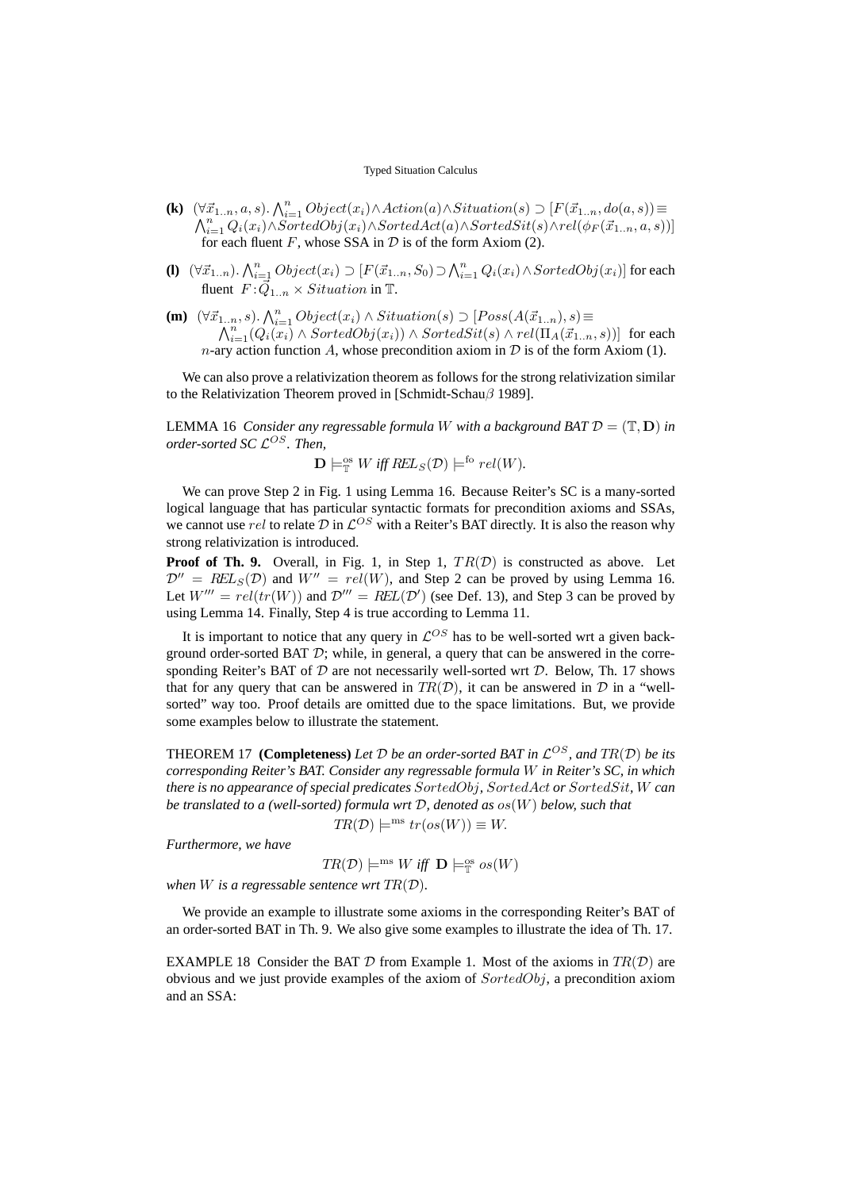**(k)** $(\forall \vec{x}_{1..n}, a, s). \bigwedge_{i=1}^{n} Object(x_i) \wedge Action(a) \wedge Situation(s) \supset [F(\vec{x}_{1..n}, do(a, s)) \equiv \bigwedge_{i=1}^{n} Q_i(x_i) \wedge SortedObj(x_i) \wedge SortedAct(a) \wedge SortedSit(s) \wedge rel(\phi_F(\vec{x}_{1..n}, a, s))]$ for each fluent $F$, whose SSA in $\mathcal{D}$ is of the form Axiom (2).

**(l)** $(\forall \vec{x}_{1..n}). \bigwedge_{i=1}^{n} Object(x_i) \supset [F(\vec{x}_{1..n}, S_0) \supset \bigwedge_{i=1}^{n} Q_i(x_i) \wedge SortedObj(x_i)]$ for each fluent $F : \vec{Q}_{1..n} \times Situation$ in $\mathbb{T}$.

**(m)** $(\forall \vec{x}_{1..n}, s). \bigwedge_{i=1}^{n} Object(x_i) \wedge Situation(s) \supset [Poss(A(\vec{x}_{1..n}), s) \equiv \bigwedge_{i=1}^{n} (Q_i(x_i) \wedge SortedObj(x_i)) \wedge SortedSit(s) \wedge rel(\Pi_A(\vec{x}_{1..n}, s))]$ for each $n$-ary action function $A$, whose precondition axiom in $\mathcal{D}$ is of the form Axiom (1).

We can also prove a relativization theorem as follows for the strong relativization similar to the Relativization Theorem proved in [Schmidt-Schau$\beta$ 1989].

LEMMA 16 *Consider any regressable formula $W$ with a background BAT $\mathcal{D} = (\mathbb{T}, \mathbf{D})$ in order-sorted SC $\mathcal{L}^{OS}$. Then,*

$$\mathbf{D} \models^{\text{os}}_{\mathbb{T}} W \textit{ iff } REL_S(\mathcal{D}) \models^{\text{fo}} rel(W).$$

We can prove Step 2 in Fig. 1 using Lemma 16. Because Reiter's SC is a many-sorted logical language that has particular syntactic formats for precondition axioms and SSAs, we cannot use $rel$ to relate $\mathcal{D}$ in $\mathcal{L}^{OS}$ with a Reiter's BAT directly. It is also the reason why strong relativization is introduced.

**Proof of Th. 9.** Overall, in Fig. 1, in Step 1, $TR(\mathcal{D})$ is constructed as above. Let $\mathcal{D}'' = REL_S(\mathcal{D})$ and $W'' = rel(W)$, and Step 2 can be proved by using Lemma 16. Let $W''' = rel(tr(W))$ and $\mathcal{D}''' = REL(\mathcal{D}')$ (see Def. 13), and Step 3 can be proved by using Lemma 14. Finally, Step 4 is true according to Lemma 11.

It is important to notice that any query in $\mathcal{L}^{OS}$ has to be well-sorted wrt a given background order-sorted BAT $\mathcal{D}$; while, in general, a query that can be answered in the corresponding Reiter's BAT of $\mathcal{D}$ are not necessarily well-sorted wrt $\mathcal{D}$. Below, Th. 17 shows that for any query that can be answered in $TR(\mathcal{D})$, it can be answered in $\mathcal{D}$ in a "well-sorted" way too. Proof details are omitted due to the space limitations. But, we provide some examples below to illustrate the statement.

THEOREM 17 **(Completeness)** *Let $\mathcal{D}$ be an order-sorted BAT in $\mathcal{L}^{OS}$, and $TR(\mathcal{D})$ be its corresponding Reiter's BAT. Consider any regressable formula $W$ in Reiter's SC, in which there is no appearance of special predicates $SortedObj$, $SortedAct$ or $SortedSit$, $W$ can be translated to a (well-sorted) formula wrt $\mathcal{D}$, denoted as $os(W)$ below, such that*

$$TR(\mathcal{D}) \models^{\text{ms}} tr(os(W)) \equiv W.$$

*Furthermore, we have*

$$TR(\mathcal{D}) \models^{\text{ms}} W \textit{ iff } \mathbf{D} \models^{\text{os}}_{\mathbb{T}} os(W)$$

*when $W$ is a regressable sentence wrt $TR(\mathcal{D})$.*

We provide an example to illustrate some axioms in the corresponding Reiter's BAT of an order-sorted BAT in Th. 9. We also give some examples to illustrate the idea of Th. 17.

EXAMPLE 18 Consider the BAT $\mathcal{D}$ from Example 1. Most of the axioms in $TR(\mathcal{D})$ are obvious and we just provide examples of the axiom of $SortedObj$, a precondition axiom and an SSA: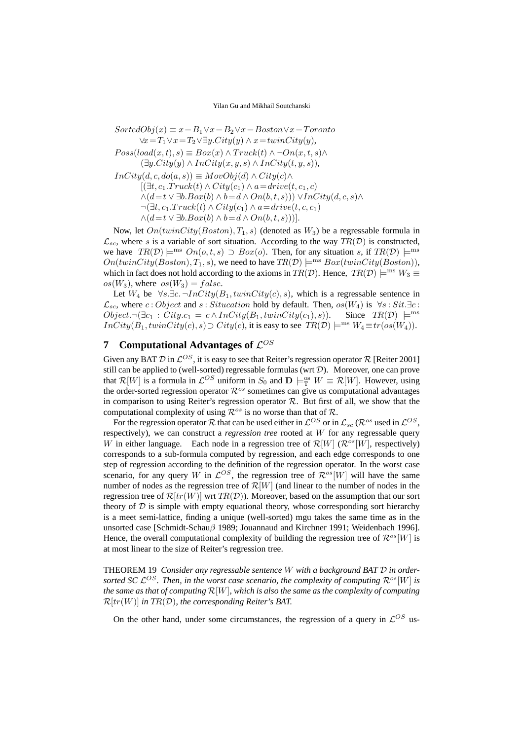$$
\begin{aligned}
&SortedObj(x) \equiv x = B_1 \vee x = B_2 \vee x = Boston \vee x = Toronto \\
&\qquad \vee x = T_1 \vee x = T_2 \vee \exists y. City(y) \wedge x = twinCity(y), \\
&Poss(load(x,t), s) \equiv Box(x) \wedge Truck(t) \wedge \neg On(x,t,s) \wedge \\
&\qquad (\exists y. City(y) \wedge InCity(x,y,s) \wedge InCity(t,y,s)), \\
&InCity(d,c,do(a,s)) \equiv MovObj(d) \wedge City(c) \wedge \\
&\qquad [(\exists t, c_1. Truck(t) \wedge City(c_1) \wedge a = drive(t, c_1, c) \\
&\qquad \wedge (d = t \vee \exists b. Box(b) \wedge b = d \wedge On(b,t,s))) \vee InCity(d,c,s) \wedge \\
&\qquad \neg(\exists t, c_1. Truck(t) \wedge City(c_1) \wedge a = drive(t, c, c_1) \\
&\qquad \wedge (d = t \vee \exists b. Box(b) \wedge b = d \wedge On(b,t,s)))].
\end{aligned}
$$

Now, let $On(twinCity(Boston), T_1, s)$ (denoted as $W_3$) be a regressable formula in $\mathcal{L}_{sc}$, where $s$ is a variable of sort situation. According to the way $TR(\mathcal{D})$ is constructed, we have $TR(\mathcal{D}) \models^{\rm ms} On(o,t,s) \supset Box(o)$. Then, for any situation $s$, if $TR(\mathcal{D}) \models^{\rm ms} On(twinCity(Boston), T_1, s)$, we need to have $TR(\mathcal{D}) \models^{\rm ms} Box(twinCity(Boston))$, which in fact does not hold according to the axioms in $TR(\mathcal{D})$. Hence, $TR(\mathcal{D}) \models^{\rm ms} W_3 \equiv os(W_3)$, where $os(W_3) = false$.

Let $W_4$ be $\forall s. \exists c. \neg InCity(B_1, twinCity(c), s)$, which is a regressable sentence in $\mathcal{L}_{sc}$, where $c : Object$ and $s : Sitiuation$ hold by default. Then, $os(W_4)$ is $\forall s : Sit. \exists c : Object. \neg(\exists c_1 : City. c_1 = c \wedge InCity(B_1, twinCity(c_1), s))$. Since $TR(\mathcal{D}) \models^{\rm ms} InCity(B_1, twinCity(c), s) \supset City(c)$, it is easy to see $TR(\mathcal{D}) \models^{\rm ms} W_4 \equiv tr(os(W_4))$.

## 7 Computational Advantages of $\mathcal{L}^{OS}$

Given any BAT $\mathcal{D}$ in $\mathcal{L}^{OS}$, it is easy to see that Reiter's regression operator $\mathcal{R}$ [Reiter 2001] still can be applied to (well-sorted) regressable formulas (wrt $\mathcal{D}$). Moreover, one can prove that $\mathcal{R}[W]$ is a formula in $\mathcal{L}^{OS}$ uniform in $S_0$ and $\mathbf{D} \models^{\rm os}_{\mathbb{T}} W \equiv \mathcal{R}[W]$. However, using the order-sorted regression operator $\mathcal{R}^{os}$ sometimes can give us computational advantages in comparison to using Reiter's regression operator $\mathcal{R}$. But first of all, we show that the computational complexity of using $\mathcal{R}^{os}$ is no worse than that of $\mathcal{R}$.

For the regression operator $\mathcal{R}$ that can be used either in $\mathcal{L}^{OS}$ or in $\mathcal{L}_{sc}$ ($\mathcal{R}^{os}$ used in $\mathcal{L}^{OS}$, respectively), we can construct a *regression tree* rooted at $W$ for any regressable query $W$ in either language. Each node in a regression tree of $\mathcal{R}[W]$ ($\mathcal{R}^{os}[W]$, respectively) corresponds to a sub-formula computed by regression, and each edge corresponds to one step of regression according to the definition of the regression operator. In the worst case scenario, for any query $W$ in $\mathcal{L}^{OS}$, the regression tree of $\mathcal{R}^{os}[W]$ will have the same number of nodes as the regression tree of $\mathcal{R}[W]$ (and linear to the number of nodes in the regression tree of $\mathcal{R}[tr(W)]$ wrt $TR(\mathcal{D})$). Moreover, based on the assumption that our sort theory of $\mathcal{D}$ is simple with empty equational theory, whose corresponding sort hierarchy is a meet semi-lattice, finding a unique (well-sorted) mgu takes the same time as in the unsorted case [Schmidt-Schau$\beta$ 1989; Jouannaud and Kirchner 1991; Weidenbach 1996]. Hence, the overall computational complexity of building the regression tree of $\mathcal{R}^{os}[W]$ is at most linear to the size of Reiter's regression tree.

THEOREM 19 *Consider any regressable sentence $W$ with a background BAT $\mathcal{D}$ in order-sorted SC $\mathcal{L}^{OS}$. Then, in the worst case scenario, the complexity of computing $\mathcal{R}^{os}[W]$ is the same as that of computing $\mathcal{R}[W]$, which is also the same as the complexity of computing $\mathcal{R}[tr(W)]$ in $TR(\mathcal{D})$, the corresponding Reiter's BAT.*

On the other hand, under some circumstances, the regression of a query in $\mathcal{L}^{OS}$ us-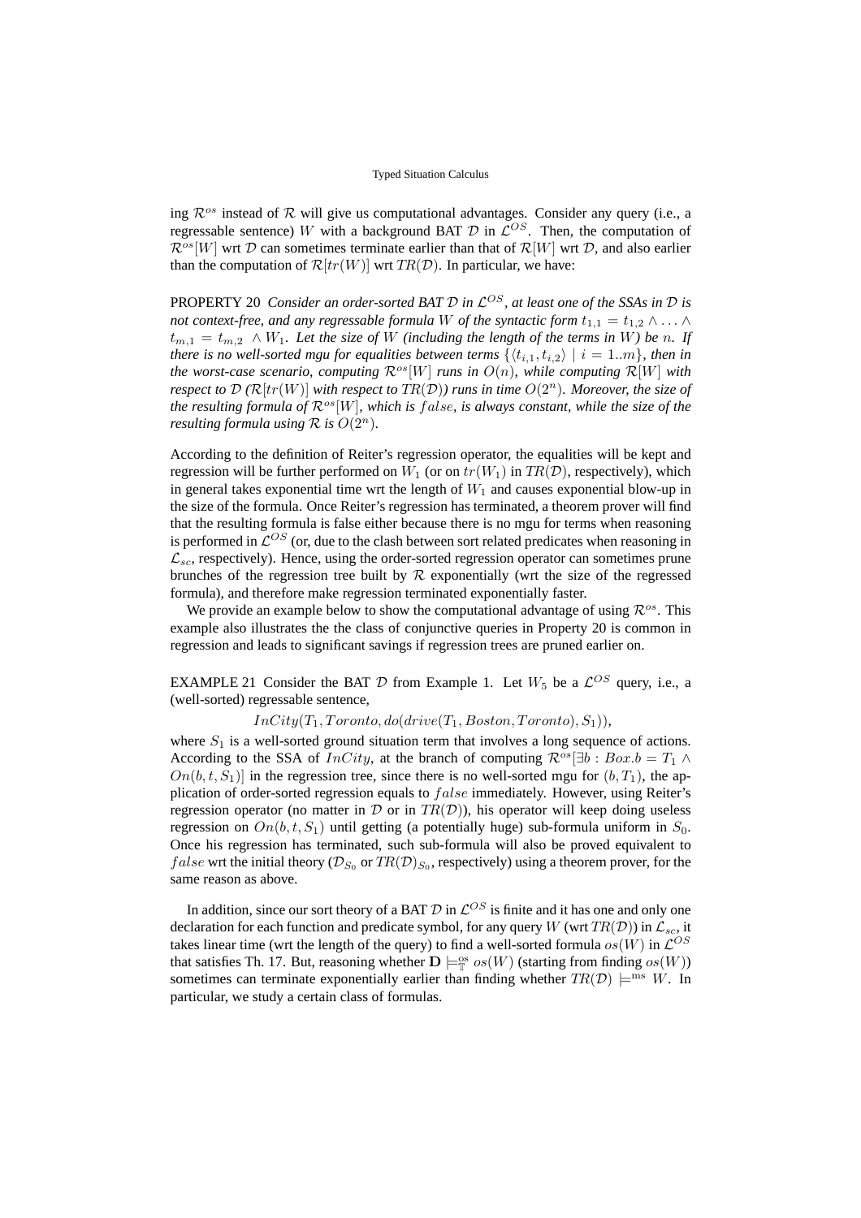ing $\mathcal{R}^{os}$ instead of $\mathcal{R}$ will give us computational advantages. Consider any query (i.e., a regressable sentence) $W$ with a background BAT $\mathcal{D}$ in $\mathcal{L}^{OS}$. Then, the computation of $\mathcal{R}^{os}[W]$ wrt $\mathcal{D}$ can sometimes terminate earlier than that of $\mathcal{R}[W]$ wrt $\mathcal{D}$, and also earlier than the computation of $\mathcal{R}[tr(W)]$ wrt $TR(\mathcal{D})$. In particular, we have:

PROPERTY 20 *Consider an order-sorted BAT $\mathcal{D}$ in $\mathcal{L}^{OS}$, at least one of the SSAs in $\mathcal{D}$ is not context-free, and any regressable formula $W$ of the syntactic form $t_{1,1} = t_{1,2} \wedge \ldots \wedge t_{m,1} = t_{m,2} \wedge W_1$. Let the size of $W$ (including the length of the terms in $W$) be $n$. If there is no well-sorted mgu for equalities between terms $\{\langle t_{i,1}, t_{i,2}\rangle \mid i = 1..m\}$, then in the worst-case scenario, computing $\mathcal{R}^{os}[W]$ runs in $O(n)$, while computing $\mathcal{R}[W]$ with respect to $\mathcal{D}$ ($\mathcal{R}[tr(W)]$ with respect to $TR(\mathcal{D})$) runs in time $O(2^n)$. Moreover, the size of the resulting formula of $\mathcal{R}^{os}[W]$, which is $false$, is always constant, while the size of the resulting formula using $\mathcal{R}$ is $O(2^n)$.*

According to the definition of Reiter's regression operator, the equalities will be kept and regression will be further performed on $W_1$ (or on $tr(W_1)$ in $TR(\mathcal{D})$, respectively), which in general takes exponential time wrt the length of $W_1$ and causes exponential blow-up in the size of the formula. Once Reiter's regression has terminated, a theorem prover will find that the resulting formula is false either because there is no mgu for terms when reasoning is performed in $\mathcal{L}^{OS}$ (or, due to the clash between sort related predicates when reasoning in $\mathcal{L}_{sc}$, respectively). Hence, using the order-sorted regression operator can sometimes prune brunches of the regression tree built by $\mathcal{R}$ exponentially (wrt the size of the regressed formula), and therefore make regression terminated exponentially faster.

We provide an example below to show the computational advantage of using $\mathcal{R}^{os}$. This example also illustrates the the class of conjunctive queries in Property 20 is common in regression and leads to significant savings if regression trees are pruned earlier on.

EXAMPLE 21 Consider the BAT $\mathcal{D}$ from Example 1. Let $W_5$ be a $\mathcal{L}^{OS}$ query, i.e., a (well-sorted) regressable sentence,

$$InCity(T_1, Toronto, do(drive(T_1, Boston, Toronto), S_1)),$$

where $S_1$ is a well-sorted ground situation term that involves a long sequence of actions. According to the SSA of $InCity$, at the branch of computing $\mathcal{R}^{os}[\exists b : Box.b = T_1 \wedge On(b, t, S_1)]$ in the regression tree, since there is no well-sorted mgu for $(b, T_1)$, the application of order-sorted regression equals to $false$ immediately. However, using Reiter's regression operator (no matter in $\mathcal{D}$ or in $TR(\mathcal{D})$), his operator will keep doing useless regression on $On(b, t, S_1)$ until getting (a potentially huge) sub-formula uniform in $S_0$. Once his regression has terminated, such sub-formula will also be proved equivalent to $false$ wrt the initial theory ($\mathcal{D}_{S_0}$ or $TR(\mathcal{D})_{S_0}$, respectively) using a theorem prover, for the same reason as above.

In addition, since our sort theory of a BAT $\mathcal{D}$ in $\mathcal{L}^{OS}$ is finite and it has one and only one declaration for each function and predicate symbol, for any query $W$ (wrt $TR(\mathcal{D})$) in $\mathcal{L}_{sc}$, it takes linear time (wrt the length of the query) to find a well-sorted formula $os(W)$ in $\mathcal{L}^{OS}$ that satisfies Th. 17. But, reasoning whether $\mathbf{D} \models^{\text{os}}_{\mathbb{T}} os(W)$ (starting from finding $os(W)$) sometimes can terminate exponentially earlier than finding whether $TR(\mathcal{D}) \models^{\text{ms}} W$. In particular, we study a certain class of formulas.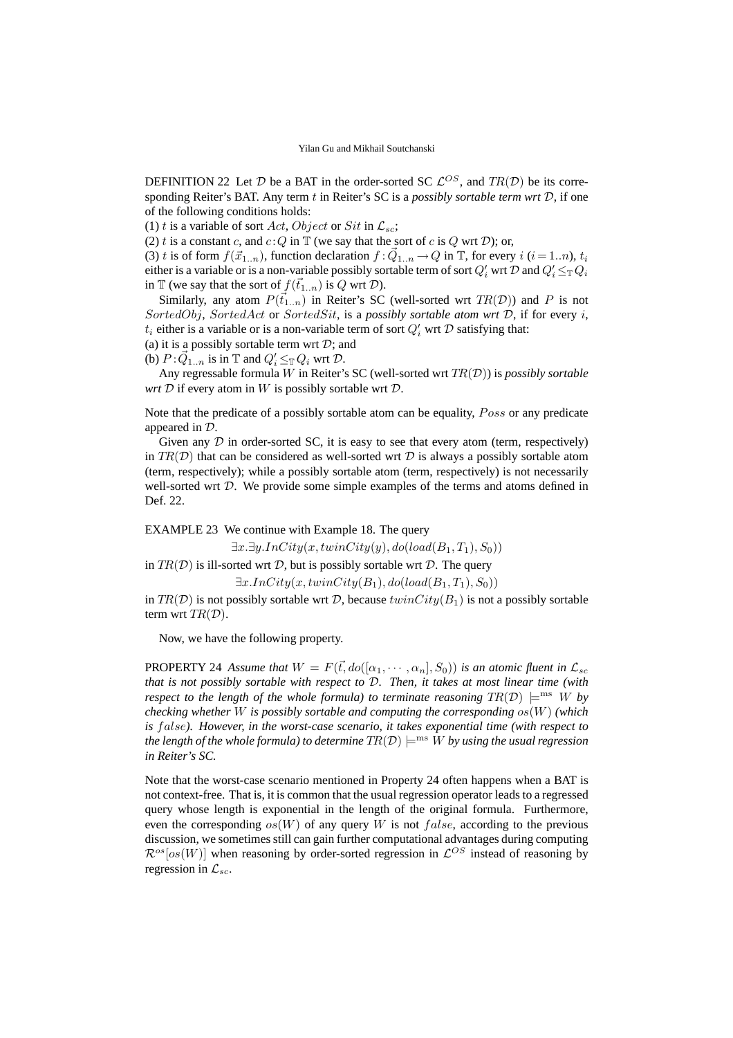DEFINITION 22 Let $\mathcal{D}$ be a BAT in the order-sorted SC $\mathcal{L}^{OS}$, and $TR(\mathcal{D})$ be its corresponding Reiter's BAT. Any term $t$ in Reiter's SC is a *possibly sortable term wrt* $\mathcal{D}$, if one of the following conditions holds:

(1) $t$ is a variable of sort $Act$, $Object$ or $Sit$ in $\mathcal{L}_{sc}$;

(2) $t$ is a constant $c$, and $c\!:\!Q$ in $\mathbb{T}$ (we say that the sort of $c$ is $Q$ wrt $\mathcal{D}$); or,

(3) $t$ is of form $f(\vec{x}_{1..n})$, function declaration $f\!:\!\vec{Q}_{1..n} \rightarrow Q$ in $\mathbb{T}$, for every $i$ ($i=1..n$), $t_i$ either is a variable or is a non-variable possibly sortable term of sort $Q'_i$ wrt $\mathcal{D}$ and $Q'_i \leq_{\mathbb{T}} Q_i$ in $\mathbb{T}$ (we say that the sort of $f(\vec{t}_{1..n})$ is $Q$ wrt $\mathcal{D}$).

Similarly, any atom $P(\vec{t}_{1..n})$ in Reiter's SC (well-sorted wrt $TR(\mathcal{D})$) and $P$ is not $SortedObj$, $SortedAct$ or $SortedSit$, is a *possibly sortable atom wrt* $\mathcal{D}$, if for every $i$, $t_i$ either is a variable or is a non-variable term of sort $Q'_i$ wrt $\mathcal{D}$ satisfying that:

(a) it is a possibly sortable term wrt $\mathcal{D}$; and

(b) $P\!:\!\vec{Q}_{1..n}$ is in $\mathbb{T}$ and $Q'_i \leq_{\mathbb{T}} Q_i$ wrt $\mathcal{D}$.

Any regressable formula $W$ in Reiter's SC (well-sorted wrt $TR(\mathcal{D})$) is *possibly sortable wrt* $\mathcal{D}$ if every atom in $W$ is possibly sortable wrt $\mathcal{D}$.

Note that the predicate of a possibly sortable atom can be equality, $Poss$ or any predicate appeared in $\mathcal{D}$.

Given any $\mathcal{D}$ in order-sorted SC, it is easy to see that every atom (term, respectively) in $TR(\mathcal{D})$ that can be considered as well-sorted wrt $\mathcal{D}$ is always a possibly sortable atom (term, respectively); while a possibly sortable atom (term, respectively) is not necessarily well-sorted wrt $\mathcal{D}$. We provide some simple examples of the terms and atoms defined in Def. 22.

EXAMPLE 23 We continue with Example 18. The query

$$\exists x.\exists y.InCity(x, twinCity(y), do(load(B_1, T_1), S_0))$$

in $TR(\mathcal{D})$ is ill-sorted wrt $\mathcal{D}$, but is possibly sortable wrt $\mathcal{D}$. The query

$$\exists x.InCity(x, twinCity(B_1), do(load(B_1, T_1), S_0))$$

in $TR(\mathcal{D})$ is not possibly sortable wrt $\mathcal{D}$, because $twinCity(B_1)$ is not a possibly sortable term wrt $TR(\mathcal{D})$.

Now, we have the following property.

PROPERTY 24 *Assume that $W = F(\vec{t}, do([\alpha_1, \cdots, \alpha_n], S_0))$ is an atomic fluent in $\mathcal{L}_{sc}$ that is not possibly sortable with respect to $\mathcal{D}$. Then, it takes at most linear time (with respect to the length of the whole formula) to terminate reasoning $TR(\mathcal{D}) \models^{\mathrm{ms}} W$ by checking whether $W$ is possibly sortable and computing the corresponding $os(W)$ (which is $false$). However, in the worst-case scenario, it takes exponential time (with respect to the length of the whole formula) to determine $TR(\mathcal{D}) \models^{\mathrm{ms}} W$ by using the usual regression in Reiter's SC.*

Note that the worst-case scenario mentioned in Property 24 often happens when a BAT is not context-free. That is, it is common that the usual regression operator leads to a regressed query whose length is exponential in the length of the original formula. Furthermore, even the corresponding $os(W)$ of any query $W$ is not $false$, according to the previous discussion, we sometimes still can gain further computational advantages during computing $\mathcal{R}^{os}[os(W)]$ when reasoning by order-sorted regression in $\mathcal{L}^{OS}$ instead of reasoning by regression in $\mathcal{L}_{sc}$.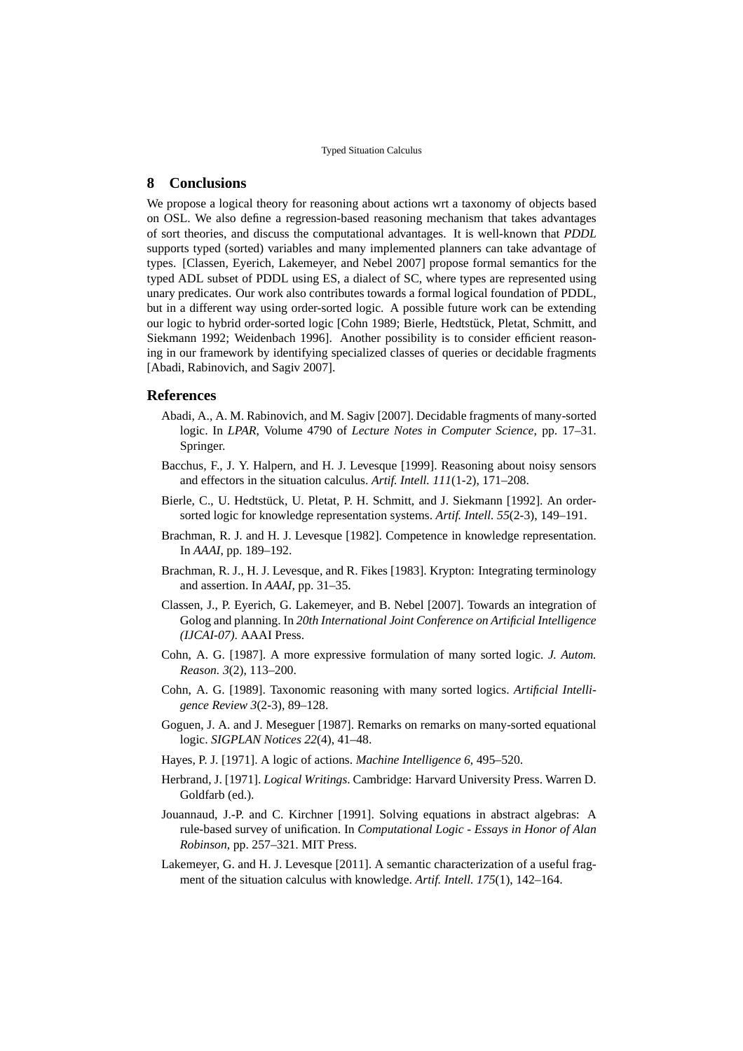## 8 Conclusions

We propose a logical theory for reasoning about actions wrt a taxonomy of objects based on OSL. We also define a regression-based reasoning mechanism that takes advantages of sort theories, and discuss the computational advantages. It is well-known that *PDDL* supports typed (sorted) variables and many implemented planners can take advantage of types. [Classen, Eyerich, Lakemeyer, and Nebel 2007] propose formal semantics for the typed ADL subset of PDDL using ES, a dialect of SC, where types are represented using unary predicates. Our work also contributes towards a formal logical foundation of PDDL, but in a different way using order-sorted logic. A possible future work can be extending our logic to hybrid order-sorted logic [Cohn 1989; Bierle, Hedtstück, Pletat, Schmitt, and Siekmann 1992; Weidenbach 1996]. Another possibility is to consider efficient reasoning in our framework by identifying specialized classes of queries or decidable fragments [Abadi, Rabinovich, and Sagiv 2007].

## References

Abadi, A., A. M. Rabinovich, and M. Sagiv [2007]. Decidable fragments of many-sorted logic. In *LPAR*, Volume 4790 of *Lecture Notes in Computer Science*, pp. 17–31. Springer.

Bacchus, F., J. Y. Halpern, and H. J. Levesque [1999]. Reasoning about noisy sensors and effectors in the situation calculus. *Artif. Intell. 111*(1-2), 171–208.

Bierle, C., U. Hedtstück, U. Pletat, P. H. Schmitt, and J. Siekmann [1992]. An order-sorted logic for knowledge representation systems. *Artif. Intell. 55*(2-3), 149–191.

Brachman, R. J. and H. J. Levesque [1982]. Competence in knowledge representation. In *AAAI*, pp. 189–192.

Brachman, R. J., H. J. Levesque, and R. Fikes [1983]. Krypton: Integrating terminology and assertion. In *AAAI*, pp. 31–35.

Classen, J., P. Eyerich, G. Lakemeyer, and B. Nebel [2007]. Towards an integration of Golog and planning. In *20th International Joint Conference on Artificial Intelligence (IJCAI-07)*. AAAI Press.

Cohn, A. G. [1987]. A more expressive formulation of many sorted logic. *J. Autom. Reason. 3*(2), 113–200.

Cohn, A. G. [1989]. Taxonomic reasoning with many sorted logics. *Artificial Intelligence Review 3*(2-3), 89–128.

Goguen, J. A. and J. Meseguer [1987]. Remarks on remarks on many-sorted equational logic. *SIGPLAN Notices 22*(4), 41–48.

Hayes, P. J. [1971]. A logic of actions. *Machine Intelligence 6*, 495–520.

Herbrand, J. [1971]. *Logical Writings*. Cambridge: Harvard University Press. Warren D. Goldfarb (ed.).

Jouannaud, J.-P. and C. Kirchner [1991]. Solving equations in abstract algebras: A rule-based survey of unification. In *Computational Logic - Essays in Honor of Alan Robinson*, pp. 257–321. MIT Press.

Lakemeyer, G. and H. J. Levesque [2011]. A semantic characterization of a useful fragment of the situation calculus with knowledge. *Artif. Intell. 175*(1), 142–164.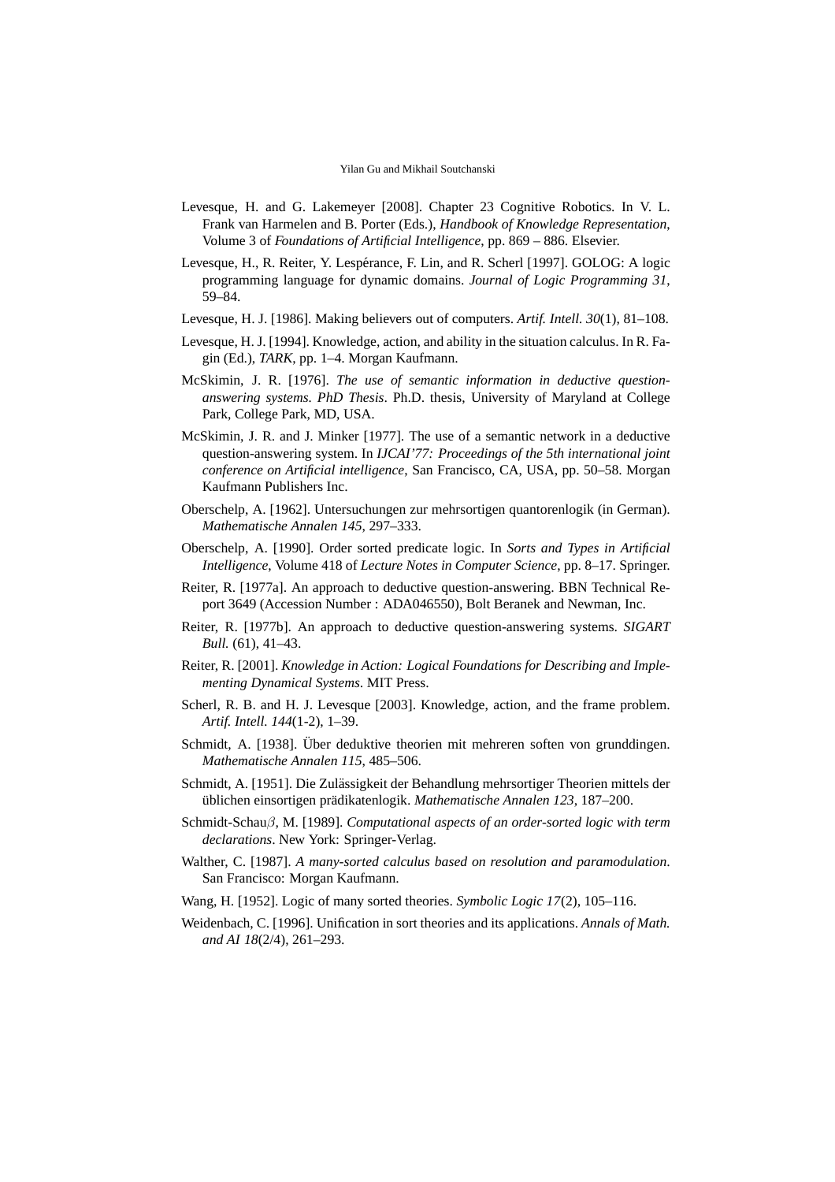Levesque, H. and G. Lakemeyer [2008]. Chapter 23 Cognitive Robotics. In V. L. Frank van Harmelen and B. Porter (Eds.), *Handbook of Knowledge Representation*, Volume 3 of *Foundations of Artificial Intelligence*, pp. 869 – 886. Elsevier.

Levesque, H., R. Reiter, Y. Lespérance, F. Lin, and R. Scherl [1997]. GOLOG: A logic programming language for dynamic domains. *Journal of Logic Programming 31*, 59–84.

Levesque, H. J. [1986]. Making believers out of computers. *Artif. Intell. 30*(1), 81–108.

Levesque, H. J. [1994]. Knowledge, action, and ability in the situation calculus. In R. Fagin (Ed.), *TARK*, pp. 1–4. Morgan Kaufmann.

McSkimin, J. R. [1976]. *The use of semantic information in deductive question-answering systems. PhD Thesis*. Ph.D. thesis, University of Maryland at College Park, College Park, MD, USA.

McSkimin, J. R. and J. Minker [1977]. The use of a semantic network in a deductive question-answering system. In *IJCAI'77: Proceedings of the 5th international joint conference on Artificial intelligence*, San Francisco, CA, USA, pp. 50–58. Morgan Kaufmann Publishers Inc.

Oberschelp, A. [1962]. Untersuchungen zur mehrsortigen quantorenlogik (in German). *Mathematische Annalen 145*, 297–333.

Oberschelp, A. [1990]. Order sorted predicate logic. In *Sorts and Types in Artificial Intelligence*, Volume 418 of *Lecture Notes in Computer Science*, pp. 8–17. Springer.

Reiter, R. [1977a]. An approach to deductive question-answering. BBN Technical Report 3649 (Accession Number : ADA046550), Bolt Beranek and Newman, Inc.

Reiter, R. [1977b]. An approach to deductive question-answering systems. *SIGART Bull.* (61), 41–43.

Reiter, R. [2001]. *Knowledge in Action: Logical Foundations for Describing and Implementing Dynamical Systems*. MIT Press.

Scherl, R. B. and H. J. Levesque [2003]. Knowledge, action, and the frame problem. *Artif. Intell. 144*(1-2), 1–39.

Schmidt, A. [1938]. Über deduktive theorien mit mehreren soften von grunddingen. *Mathematische Annalen 115*, 485–506.

Schmidt, A. [1951]. Die Zulässigkeit der Behandlung mehrsortiger Theorien mittels der üblichen einsortigen prädikatenlogik. *Mathematische Annalen 123*, 187–200.

Schmidt-Schau$\beta$, M. [1989]. *Computational aspects of an order-sorted logic with term declarations*. New York: Springer-Verlag.

Walther, C. [1987]. *A many-sorted calculus based on resolution and paramodulation*. San Francisco: Morgan Kaufmann.

Wang, H. [1952]. Logic of many sorted theories. *Symbolic Logic 17*(2), 105–116.

Weidenbach, C. [1996]. Unification in sort theories and its applications. *Annals of Math. and AI 18*(2/4), 261–293.